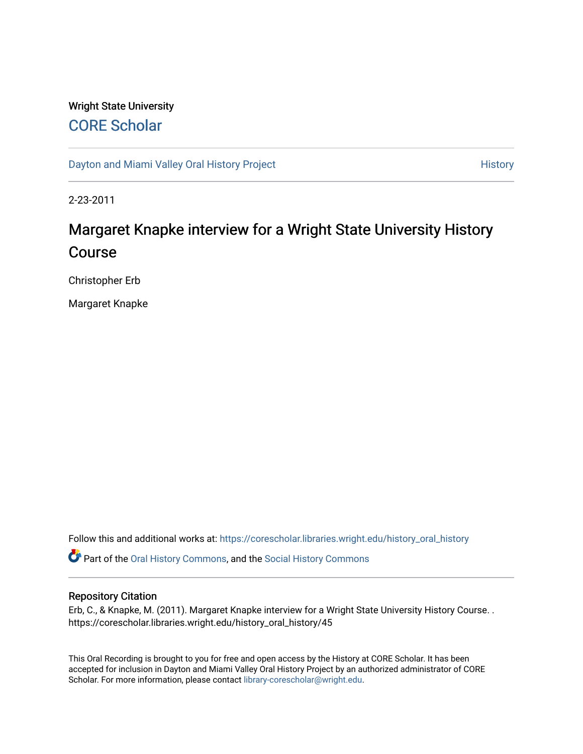Wright State University

# CORE Scholar

Dayton and Miami Valley Oral History Project

History

2-23-2011

# Margaret Knapke interview for a Wright State University History Course

Christopher Erb

Margaret Knapke

Follow this and additional works at: https://corescholar.libraries.wright.edu/history_oral_history

Part of the Oral History Commons, and the Social History Commons

## Repository Citation

Erb, C., & Knapke, M. (2011). Margaret Knapke interview for a Wright State University History Course. . https://corescholar.libraries.wright.edu/history_oral_history/45

This Oral Recording is brought to you for free and open access by the History at CORE Scholar. It has been accepted for inclusion in Dayton and Miami Valley Oral History Project by an authorized administrator of CORE Scholar. For more information, please contact library-corescholar@wright.edu.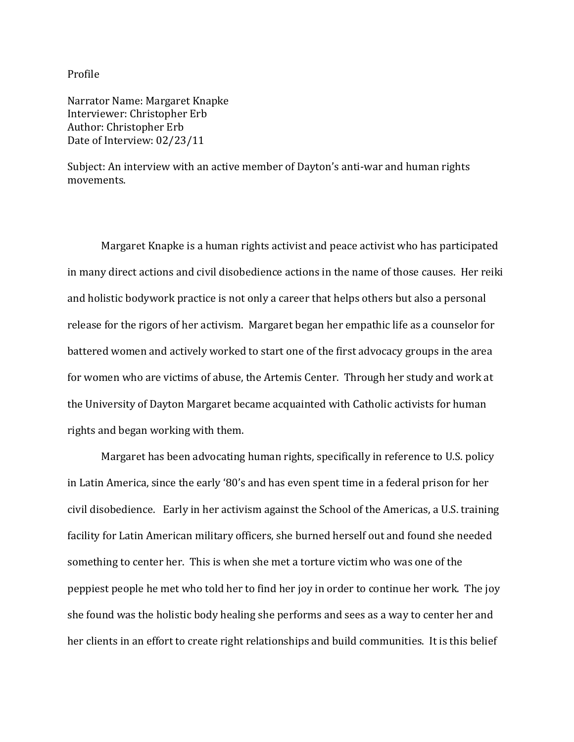Profile

Narrator Name: Margaret Knapke
Interviewer: Christopher Erb
Author: Christopher Erb
Date of Interview: 02/23/11

Subject: An interview with an active member of Dayton's anti-war and human rights movements.

Margaret Knapke is a human rights activist and peace activist who has participated in many direct actions and civil disobedience actions in the name of those causes. Her reiki and holistic bodywork practice is not only a career that helps others but also a personal release for the rigors of her activism. Margaret began her empathic life as a counselor for battered women and actively worked to start one of the first advocacy groups in the area for women who are victims of abuse, the Artemis Center. Through her study and work at the University of Dayton Margaret became acquainted with Catholic activists for human rights and began working with them.

Margaret has been advocating human rights, specifically in reference to U.S. policy in Latin America, since the early '80's and has even spent time in a federal prison for her civil disobedience. Early in her activism against the School of the Americas, a U.S. training facility for Latin American military officers, she burned herself out and found she needed something to center her. This is when she met a torture victim who was one of the peppiest people he met who told her to find her joy in order to continue her work. The joy she found was the holistic body healing she performs and sees as a way to center her and her clients in an effort to create right relationships and build communities. It is this belief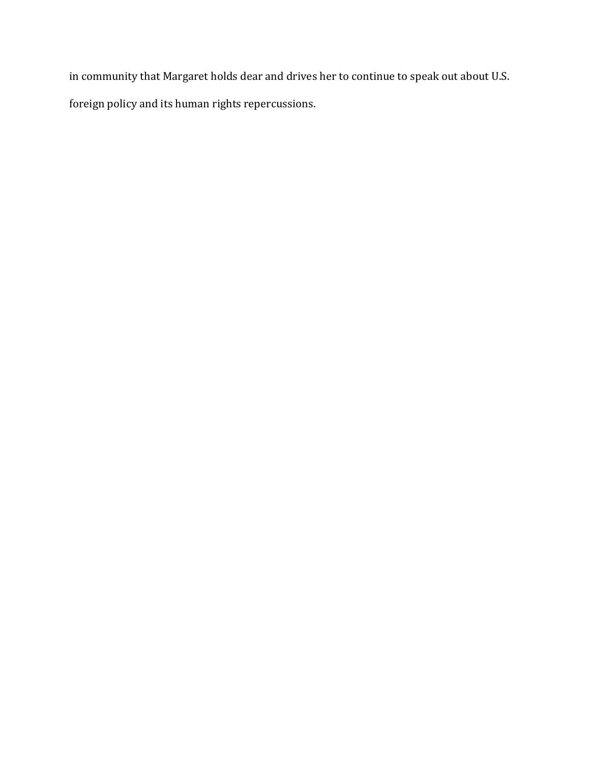in community that Margaret holds dear and drives her to continue to speak out about U.S. foreign policy and its human rights repercussions.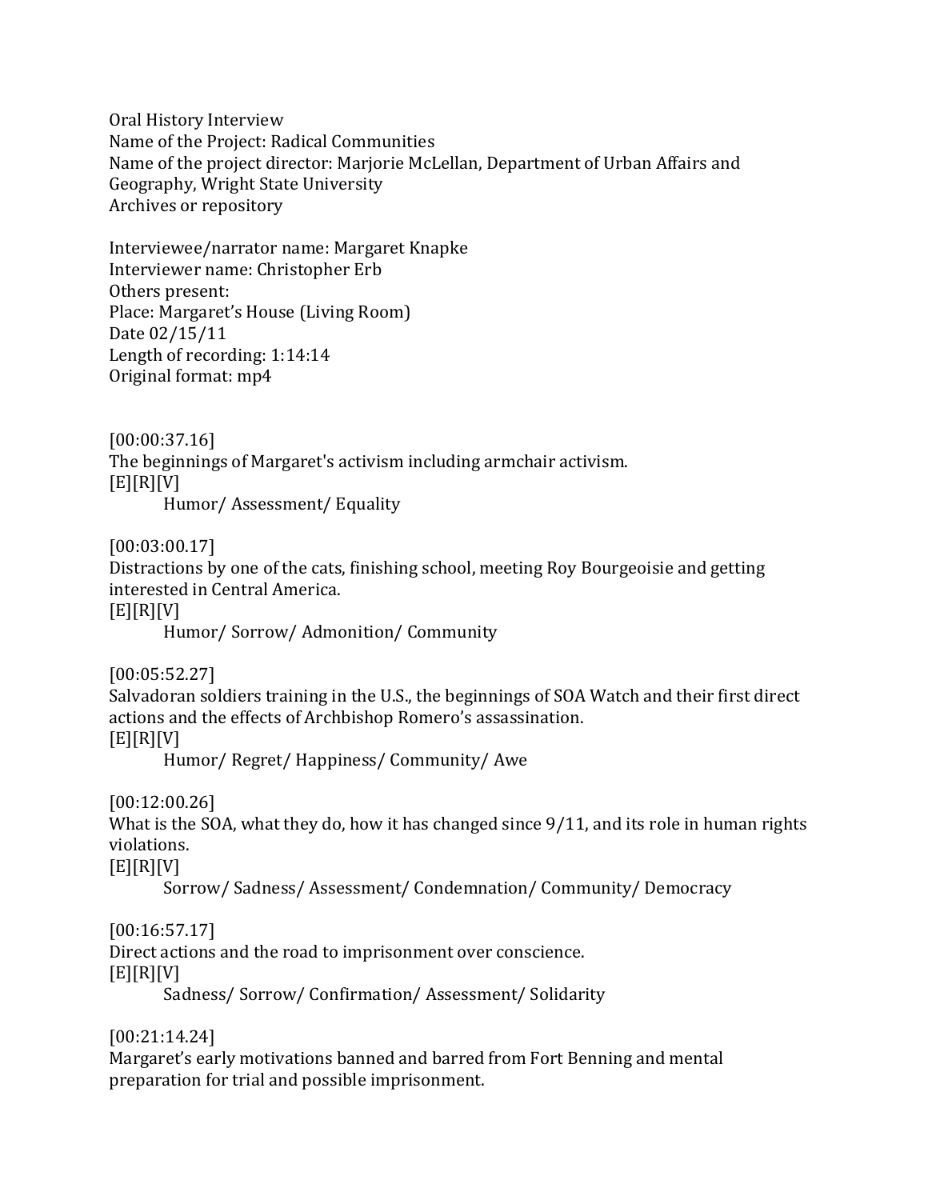Oral History Interview
Name of the Project: Radical Communities
Name of the project director: Marjorie McLellan, Department of Urban Affairs and Geography, Wright State University
Archives or repository

Interviewee/narrator name: Margaret Knapke
Interviewer name: Christopher Erb
Others present:
Place: Margaret's House (Living Room)
Date 02/15/11
Length of recording: 1:14:14
Original format: mp4

[00:00:37.16]
The beginnings of Margaret's activism including armchair activism.
[E][R][V]
Humor/ Assessment/ Equality

[00:03:00.17]
Distractions by one of the cats, finishing school, meeting Roy Bourgeoisie and getting interested in Central America.
[E][R][V]
Humor/ Sorrow/ Admonition/ Community

[00:05:52.27]
Salvadoran soldiers training in the U.S., the beginnings of SOA Watch and their first direct actions and the effects of Archbishop Romero's assassination.
[E][R][V]
Humor/ Regret/ Happiness/ Community/ Awe

[00:12:00.26]
What is the SOA, what they do, how it has changed since 9/11, and its role in human rights violations.
[E][R][V]
Sorrow/ Sadness/ Assessment/ Condemnation/ Community/ Democracy

[00:16:57.17]
Direct actions and the road to imprisonment over conscience.
[E][R][V]
Sadness/ Sorrow/ Confirmation/ Assessment/ Solidarity

[00:21:14.24]
Margaret's early motivations banned and barred from Fort Benning and mental preparation for trial and possible imprisonment.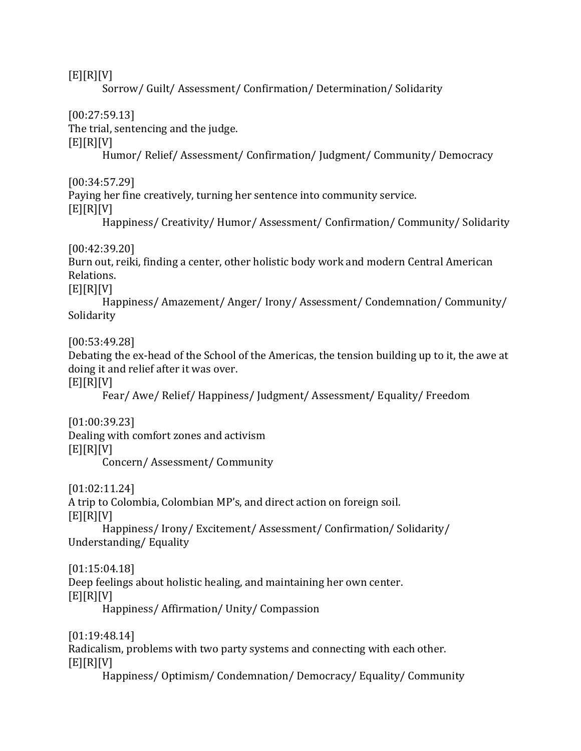[E][R][V]

Sorrow/ Guilt/ Assessment/ Confirmation/ Determination/ Solidarity

[00:27:59.13]
The trial, sentencing and the judge.
[E][R][V]

Humor/ Relief/ Assessment/ Confirmation/ Judgment/ Community/ Democracy

[00:34:57.29]
Paying her fine creatively, turning her sentence into community service.
[E][R][V]

Happiness/ Creativity/ Humor/ Assessment/ Confirmation/ Community/ Solidarity

[00:42:39.20]
Burn out, reiki, finding a center, other holistic body work and modern Central American Relations.
[E][R][V]

Happiness/ Amazement/ Anger/ Irony/ Assessment/ Condemnation/ Community/ Solidarity

[00:53:49.28]
Debating the ex-head of the School of the Americas, the tension building up to it, the awe at doing it and relief after it was over.
[E][R][V]

Fear/ Awe/ Relief/ Happiness/ Judgment/ Assessment/ Equality/ Freedom

[01:00:39.23]
Dealing with comfort zones and activism
[E][R][V]

Concern/ Assessment/ Community

[01:02:11.24]
A trip to Colombia, Colombian MP's, and direct action on foreign soil.
[E][R][V]

Happiness/ Irony/ Excitement/ Assessment/ Confirmation/ Solidarity/ Understanding/ Equality

[01:15:04.18]
Deep feelings about holistic healing, and maintaining her own center.
[E][R][V]

Happiness/ Affirmation/ Unity/ Compassion

[01:19:48.14]
Radicalism, problems with two party systems and connecting with each other.
[E][R][V]

Happiness/ Optimism/ Condemnation/ Democracy/ Equality/ Community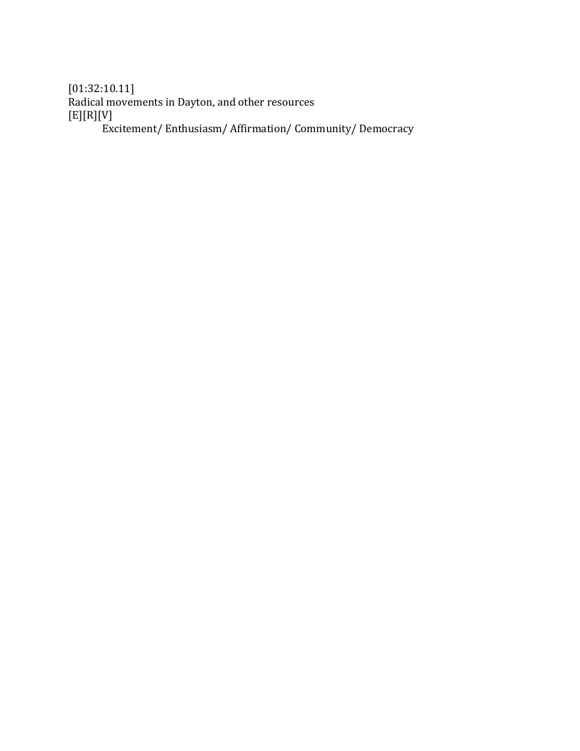[01:32:10.11]
Radical movements in Dayton, and other resources
[E][R][V]

Excitement/ Enthusiasm/ Affirmation/ Community/ Democracy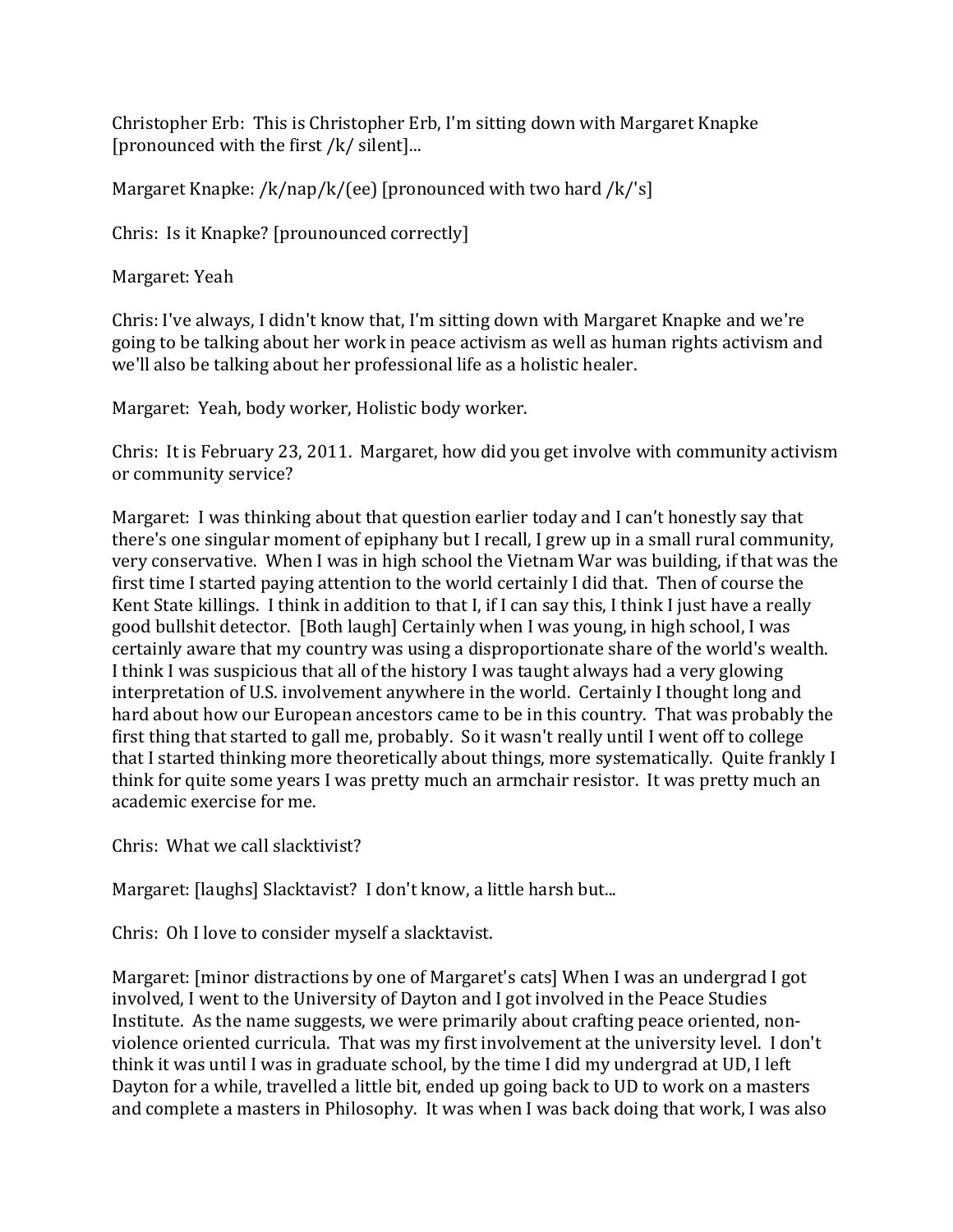Christopher Erb: This is Christopher Erb, I'm sitting down with Margaret Knapke [pronounced with the first /k/ silent]...

Margaret Knapke: /k/nap/k/(ee) [pronounced with two hard /k/'s]

Chris: Is it Knapke? [prounounced correctly]

Margaret: Yeah

Chris: I've always, I didn't know that, I'm sitting down with Margaret Knapke and we're going to be talking about her work in peace activism as well as human rights activism and we'll also be talking about her professional life as a holistic healer.

Margaret: Yeah, body worker, Holistic body worker.

Chris: It is February 23, 2011. Margaret, how did you get involve with community activism or community service?

Margaret: I was thinking about that question earlier today and I can't honestly say that there's one singular moment of epiphany but I recall, I grew up in a small rural community, very conservative. When I was in high school the Vietnam War was building, if that was the first time I started paying attention to the world certainly I did that. Then of course the Kent State killings. I think in addition to that I, if I can say this, I think I just have a really good bullshit detector. [Both laugh] Certainly when I was young, in high school, I was certainly aware that my country was using a disproportionate share of the world's wealth. I think I was suspicious that all of the history I was taught always had a very glowing interpretation of U.S. involvement anywhere in the world. Certainly I thought long and hard about how our European ancestors came to be in this country. That was probably the first thing that started to gall me, probably. So it wasn't really until I went off to college that I started thinking more theoretically about things, more systematically. Quite frankly I think for quite some years I was pretty much an armchair resistor. It was pretty much an academic exercise for me.

Chris: What we call slacktivist?

Margaret: [laughs] Slacktavist? I don't know, a little harsh but...

Chris: Oh I love to consider myself a slacktavist.

Margaret: [minor distractions by one of Margaret's cats] When I was an undergrad I got involved, I went to the University of Dayton and I got involved in the Peace Studies Institute. As the name suggests, we were primarily about crafting peace oriented, non-violence oriented curricula. That was my first involvement at the university level. I don't think it was until I was in graduate school, by the time I did my undergrad at UD, I left Dayton for a while, travelled a little bit, ended up going back to UD to work on a masters and complete a masters in Philosophy. It was when I was back doing that work, I was also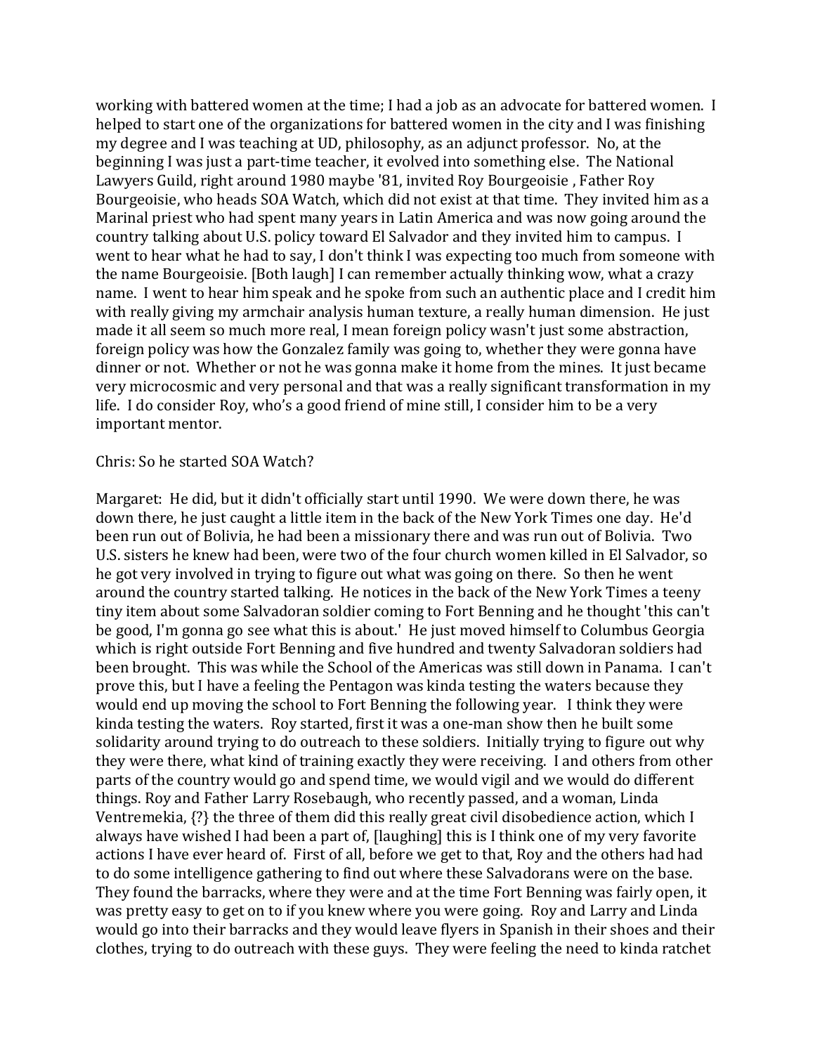working with battered women at the time; I had a job as an advocate for battered women. I helped to start one of the organizations for battered women in the city and I was finishing my degree and I was teaching at UD, philosophy, as an adjunct professor. No, at the beginning I was just a part-time teacher, it evolved into something else. The National Lawyers Guild, right around 1980 maybe '81, invited Roy Bourgeoisie , Father Roy Bourgeoisie, who heads SOA Watch, which did not exist at that time. They invited him as a Marinal priest who had spent many years in Latin America and was now going around the country talking about U.S. policy toward El Salvador and they invited him to campus. I went to hear what he had to say, I don't think I was expecting too much from someone with the name Bourgeoisie. [Both laugh] I can remember actually thinking wow, what a crazy name. I went to hear him speak and he spoke from such an authentic place and I credit him with really giving my armchair analysis human texture, a really human dimension. He just made it all seem so much more real, I mean foreign policy wasn't just some abstraction, foreign policy was how the Gonzalez family was going to, whether they were gonna have dinner or not. Whether or not he was gonna make it home from the mines. It just became very microcosmic and very personal and that was a really significant transformation in my life. I do consider Roy, who's a good friend of mine still, I consider him to be a very important mentor.

Chris: So he started SOA Watch?

Margaret: He did, but it didn't officially start until 1990. We were down there, he was down there, he just caught a little item in the back of the New York Times one day. He'd been run out of Bolivia, he had been a missionary there and was run out of Bolivia. Two U.S. sisters he knew had been, were two of the four church women killed in El Salvador, so he got very involved in trying to figure out what was going on there. So then he went around the country started talking. He notices in the back of the New York Times a teeny tiny item about some Salvadoran soldier coming to Fort Benning and he thought 'this can't be good, I'm gonna go see what this is about.' He just moved himself to Columbus Georgia which is right outside Fort Benning and five hundred and twenty Salvadoran soldiers had been brought. This was while the School of the Americas was still down in Panama. I can't prove this, but I have a feeling the Pentagon was kinda testing the waters because they would end up moving the school to Fort Benning the following year. I think they were kinda testing the waters. Roy started, first it was a one-man show then he built some solidarity around trying to do outreach to these soldiers. Initially trying to figure out why they were there, what kind of training exactly they were receiving. I and others from other parts of the country would go and spend time, we would vigil and we would do different things. Roy and Father Larry Rosebaugh, who recently passed, and a woman, Linda Ventremekia, {?} the three of them did this really great civil disobedience action, which I always have wished I had been a part of, [laughing] this is I think one of my very favorite actions I have ever heard of. First of all, before we get to that, Roy and the others had had to do some intelligence gathering to find out where these Salvadorans were on the base. They found the barracks, where they were and at the time Fort Benning was fairly open, it was pretty easy to get on to if you knew where you were going. Roy and Larry and Linda would go into their barracks and they would leave flyers in Spanish in their shoes and their clothes, trying to do outreach with these guys. They were feeling the need to kinda ratchet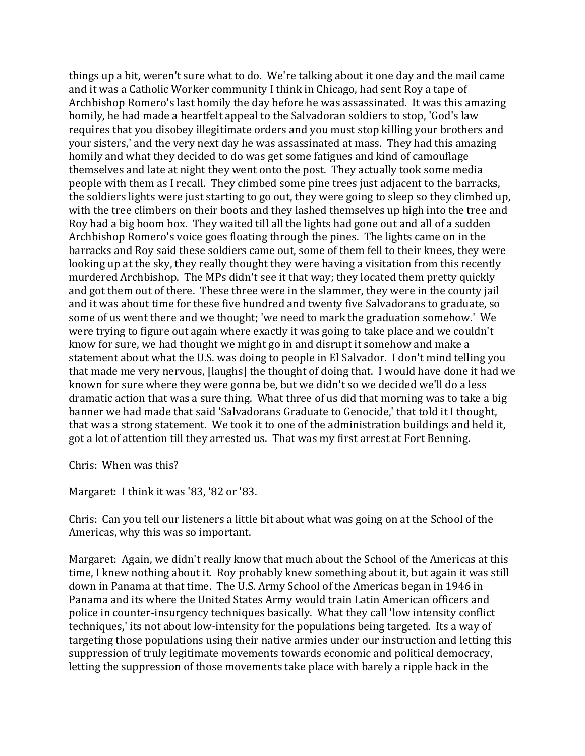things up a bit, weren't sure what to do. We're talking about it one day and the mail came and it was a Catholic Worker community I think in Chicago, had sent Roy a tape of Archbishop Romero's last homily the day before he was assassinated. It was this amazing homily, he had made a heartfelt appeal to the Salvadoran soldiers to stop, 'God's law requires that you disobey illegitimate orders and you must stop killing your brothers and your sisters,' and the very next day he was assassinated at mass. They had this amazing homily and what they decided to do was get some fatigues and kind of camouflage themselves and late at night they went onto the post. They actually took some media people with them as I recall. They climbed some pine trees just adjacent to the barracks, the soldiers lights were just starting to go out, they were going to sleep so they climbed up, with the tree climbers on their boots and they lashed themselves up high into the tree and Roy had a big boom box. They waited till all the lights had gone out and all of a sudden Archbishop Romero's voice goes floating through the pines. The lights came on in the barracks and Roy said these soldiers came out, some of them fell to their knees, they were looking up at the sky, they really thought they were having a visitation from this recently murdered Archbishop. The MPs didn't see it that way; they located them pretty quickly and got them out of there. These three were in the slammer, they were in the county jail and it was about time for these five hundred and twenty five Salvadorans to graduate, so some of us went there and we thought; 'we need to mark the graduation somehow.' We were trying to figure out again where exactly it was going to take place and we couldn't know for sure, we had thought we might go in and disrupt it somehow and make a statement about what the U.S. was doing to people in El Salvador. I don't mind telling you that made me very nervous, [laughs] the thought of doing that. I would have done it had we known for sure where they were gonna be, but we didn't so we decided we'll do a less dramatic action that was a sure thing. What three of us did that morning was to take a big banner we had made that said 'Salvadorans Graduate to Genocide,' that told it I thought, that was a strong statement. We took it to one of the administration buildings and held it, got a lot of attention till they arrested us. That was my first arrest at Fort Benning.

Chris: When was this?

Margaret: I think it was '83, '82 or '83.

Chris: Can you tell our listeners a little bit about what was going on at the School of the Americas, why this was so important.

Margaret: Again, we didn't really know that much about the School of the Americas at this time, I knew nothing about it. Roy probably knew something about it, but again it was still down in Panama at that time. The U.S. Army School of the Americas began in 1946 in Panama and its where the United States Army would train Latin American officers and police in counter-insurgency techniques basically. What they call 'low intensity conflict techniques,' its not about low-intensity for the populations being targeted. Its a way of targeting those populations using their native armies under our instruction and letting this suppression of truly legitimate movements towards economic and political democracy, letting the suppression of those movements take place with barely a ripple back in the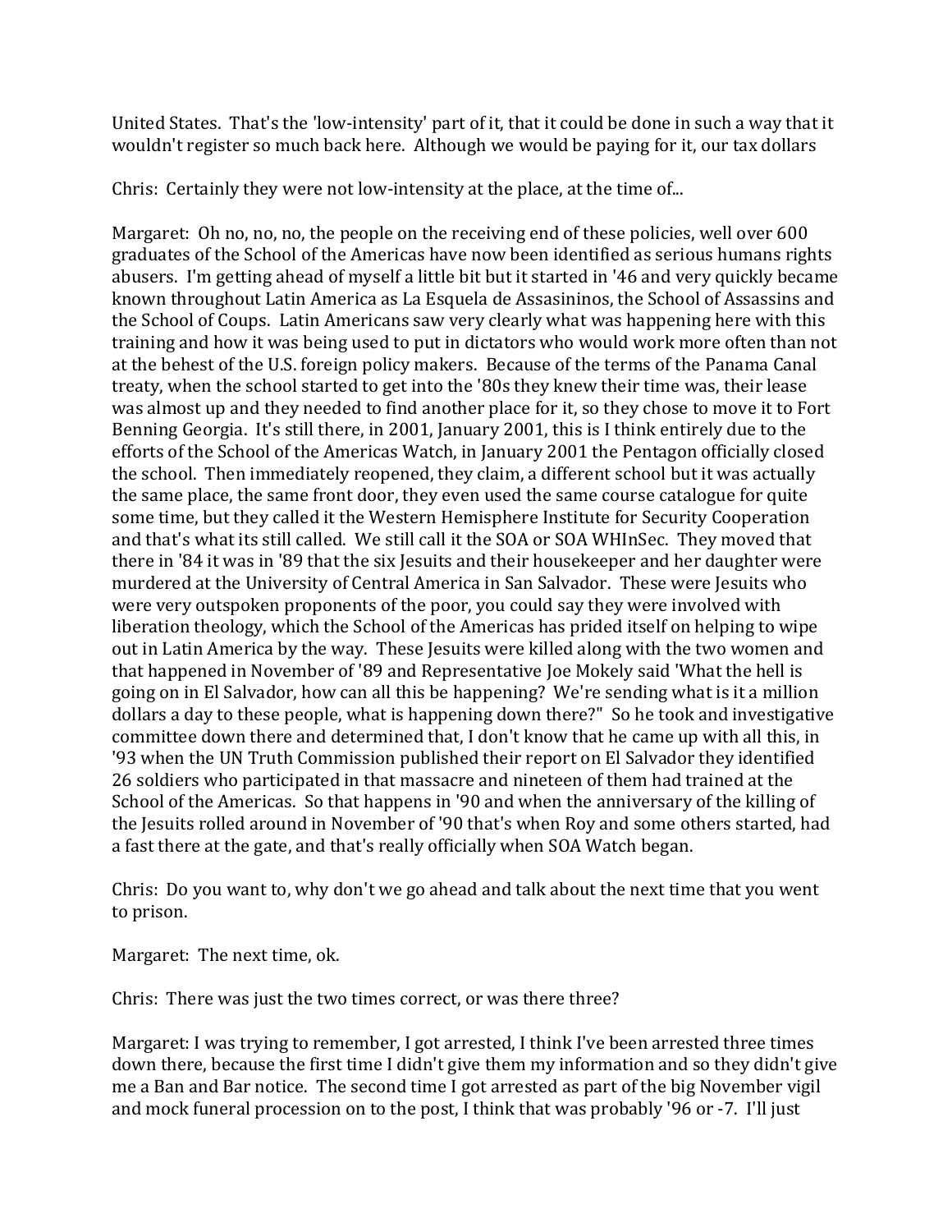United States. That's the 'low-intensity' part of it, that it could be done in such a way that it wouldn't register so much back here. Although we would be paying for it, our tax dollars

Chris: Certainly they were not low-intensity at the place, at the time of...

Margaret: Oh no, no, no, the people on the receiving end of these policies, well over 600 graduates of the School of the Americas have now been identified as serious humans rights abusers. I'm getting ahead of myself a little bit but it started in '46 and very quickly became known throughout Latin America as La Esquela de Assasininos, the School of Assassins and the School of Coups. Latin Americans saw very clearly what was happening here with this training and how it was being used to put in dictators who would work more often than not at the behest of the U.S. foreign policy makers. Because of the terms of the Panama Canal treaty, when the school started to get into the '80s they knew their time was, their lease was almost up and they needed to find another place for it, so they chose to move it to Fort Benning Georgia. It's still there, in 2001, January 2001, this is I think entirely due to the efforts of the School of the Americas Watch, in January 2001 the Pentagon officially closed the school. Then immediately reopened, they claim, a different school but it was actually the same place, the same front door, they even used the same course catalogue for quite some time, but they called it the Western Hemisphere Institute for Security Cooperation and that's what its still called. We still call it the SOA or SOA WHInSec. They moved that there in '84 it was in '89 that the six Jesuits and their housekeeper and her daughter were murdered at the University of Central America in San Salvador. These were Jesuits who were very outspoken proponents of the poor, you could say they were involved with liberation theology, which the School of the Americas has prided itself on helping to wipe out in Latin America by the way. These Jesuits were killed along with the two women and that happened in November of '89 and Representative Joe Mokely said 'What the hell is going on in El Salvador, how can all this be happening? We're sending what is it a million dollars a day to these people, what is happening down there?" So he took and investigative committee down there and determined that, I don't know that he came up with all this, in '93 when the UN Truth Commission published their report on El Salvador they identified 26 soldiers who participated in that massacre and nineteen of them had trained at the School of the Americas. So that happens in '90 and when the anniversary of the killing of the Jesuits rolled around in November of '90 that's when Roy and some others started, had a fast there at the gate, and that's really officially when SOA Watch began.

Chris: Do you want to, why don't we go ahead and talk about the next time that you went to prison.

Margaret: The next time, ok.

Chris: There was just the two times correct, or was there three?

Margaret: I was trying to remember, I got arrested, I think I've been arrested three times down there, because the first time I didn't give them my information and so they didn't give me a Ban and Bar notice. The second time I got arrested as part of the big November vigil and mock funeral procession on to the post, I think that was probably '96 or -7. I'll just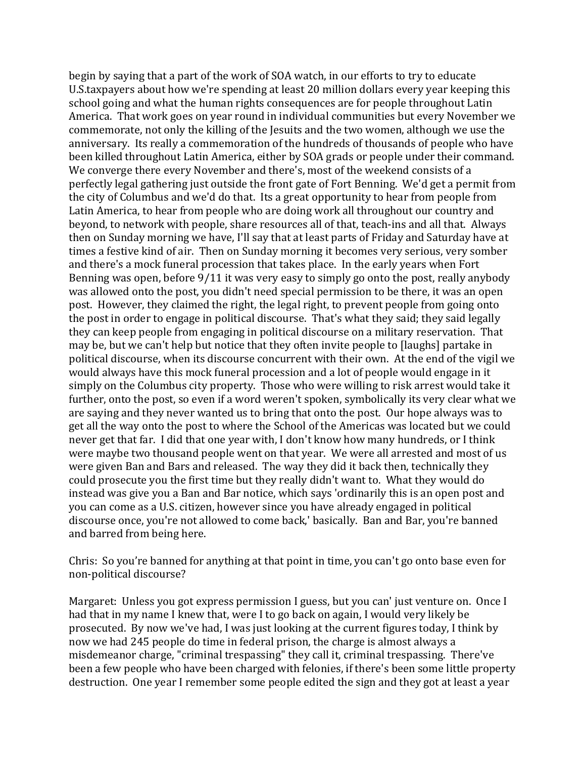begin by saying that a part of the work of SOA watch, in our efforts to try to educate U.S.taxpayers about how we're spending at least 20 million dollars every year keeping this school going and what the human rights consequences are for people throughout Latin America. That work goes on year round in individual communities but every November we commemorate, not only the killing of the Jesuits and the two women, although we use the anniversary. Its really a commemoration of the hundreds of thousands of people who have been killed throughout Latin America, either by SOA grads or people under their command. We converge there every November and there's, most of the weekend consists of a perfectly legal gathering just outside the front gate of Fort Benning. We'd get a permit from the city of Columbus and we'd do that. Its a great opportunity to hear from people from Latin America, to hear from people who are doing work all throughout our country and beyond, to network with people, share resources all of that, teach-ins and all that. Always then on Sunday morning we have, I'll say that at least parts of Friday and Saturday have at times a festive kind of air. Then on Sunday morning it becomes very serious, very somber and there's a mock funeral procession that takes place. In the early years when Fort Benning was open, before 9/11 it was very easy to simply go onto the post, really anybody was allowed onto the post, you didn't need special permission to be there, it was an open post. However, they claimed the right, the legal right, to prevent people from going onto the post in order to engage in political discourse. That's what they said; they said legally they can keep people from engaging in political discourse on a military reservation. That may be, but we can't help but notice that they often invite people to [laughs] partake in political discourse, when its discourse concurrent with their own. At the end of the vigil we would always have this mock funeral procession and a lot of people would engage in it simply on the Columbus city property. Those who were willing to risk arrest would take it further, onto the post, so even if a word weren't spoken, symbolically its very clear what we are saying and they never wanted us to bring that onto the post. Our hope always was to get all the way onto the post to where the School of the Americas was located but we could never get that far. I did that one year with, I don't know how many hundreds, or I think were maybe two thousand people went on that year. We were all arrested and most of us were given Ban and Bars and released. The way they did it back then, technically they could prosecute you the first time but they really didn't want to. What they would do instead was give you a Ban and Bar notice, which says 'ordinarily this is an open post and you can come as a U.S. citizen, however since you have already engaged in political discourse once, you're not allowed to come back,' basically. Ban and Bar, you're banned and barred from being here.

Chris: So you're banned for anything at that point in time, you can't go onto base even for non-political discourse?

Margaret: Unless you got express permission I guess, but you can' just venture on. Once I had that in my name I knew that, were I to go back on again, I would very likely be prosecuted. By now we've had, I was just looking at the current figures today, I think by now we had 245 people do time in federal prison, the charge is almost always a misdemeanor charge, "criminal trespassing" they call it, criminal trespassing. There've been a few people who have been charged with felonies, if there's been some little property destruction. One year I remember some people edited the sign and they got at least a year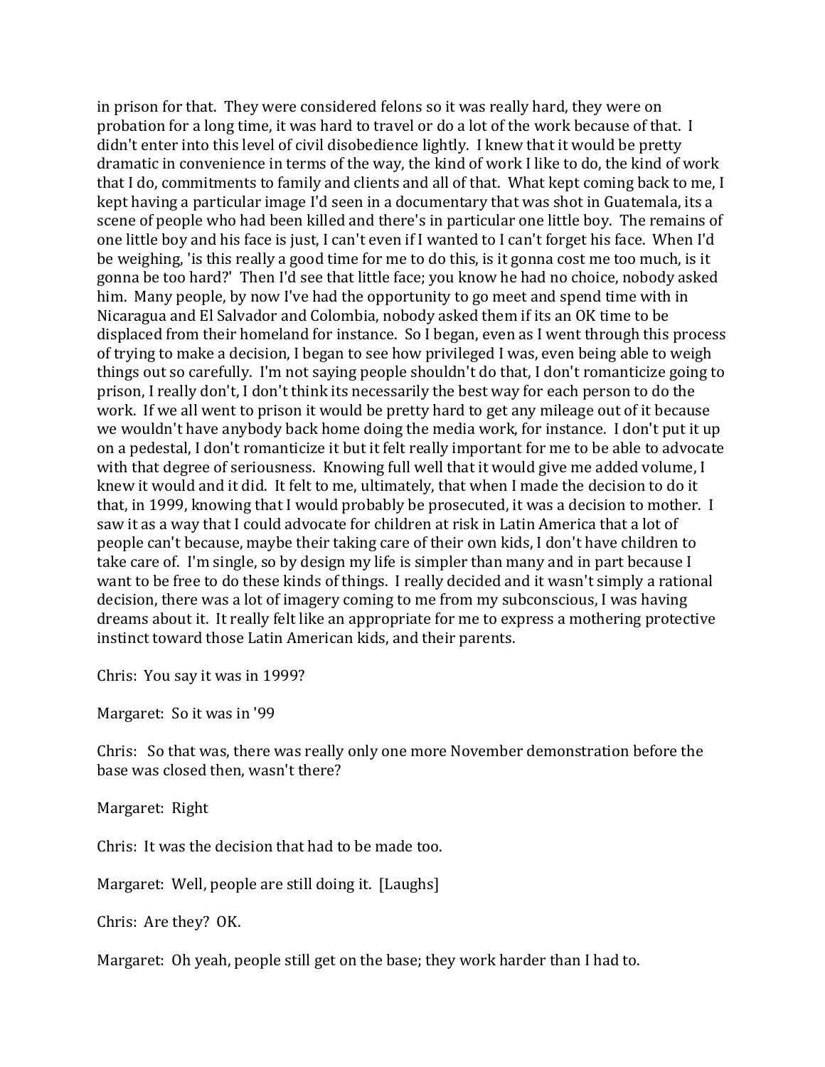in prison for that. They were considered felons so it was really hard, they were on probation for a long time, it was hard to travel or do a lot of the work because of that. I didn't enter into this level of civil disobedience lightly. I knew that it would be pretty dramatic in convenience in terms of the way, the kind of work I like to do, the kind of work that I do, commitments to family and clients and all of that. What kept coming back to me, I kept having a particular image I'd seen in a documentary that was shot in Guatemala, its a scene of people who had been killed and there's in particular one little boy. The remains of one little boy and his face is just, I can't even if I wanted to I can't forget his face. When I'd be weighing, 'is this really a good time for me to do this, is it gonna cost me too much, is it gonna be too hard?' Then I'd see that little face; you know he had no choice, nobody asked him. Many people, by now I've had the opportunity to go meet and spend time with in Nicaragua and El Salvador and Colombia, nobody asked them if its an OK time to be displaced from their homeland for instance. So I began, even as I went through this process of trying to make a decision, I began to see how privileged I was, even being able to weigh things out so carefully. I'm not saying people shouldn't do that, I don't romanticize going to prison, I really don't, I don't think its necessarily the best way for each person to do the work. If we all went to prison it would be pretty hard to get any mileage out of it because we wouldn't have anybody back home doing the media work, for instance. I don't put it up on a pedestal, I don't romanticize it but it felt really important for me to be able to advocate with that degree of seriousness. Knowing full well that it would give me added volume, I knew it would and it did. It felt to me, ultimately, that when I made the decision to do it that, in 1999, knowing that I would probably be prosecuted, it was a decision to mother. I saw it as a way that I could advocate for children at risk in Latin America that a lot of people can't because, maybe their taking care of their own kids, I don't have children to take care of. I'm single, so by design my life is simpler than many and in part because I want to be free to do these kinds of things. I really decided and it wasn't simply a rational decision, there was a lot of imagery coming to me from my subconscious, I was having dreams about it. It really felt like an appropriate for me to express a mothering protective instinct toward those Latin American kids, and their parents.

Chris: You say it was in 1999?

Margaret: So it was in '99

Chris: So that was, there was really only one more November demonstration before the base was closed then, wasn't there?

Margaret: Right

Chris: It was the decision that had to be made too.

Margaret: Well, people are still doing it. [Laughs]

Chris: Are they? OK.

Margaret: Oh yeah, people still get on the base; they work harder than I had to.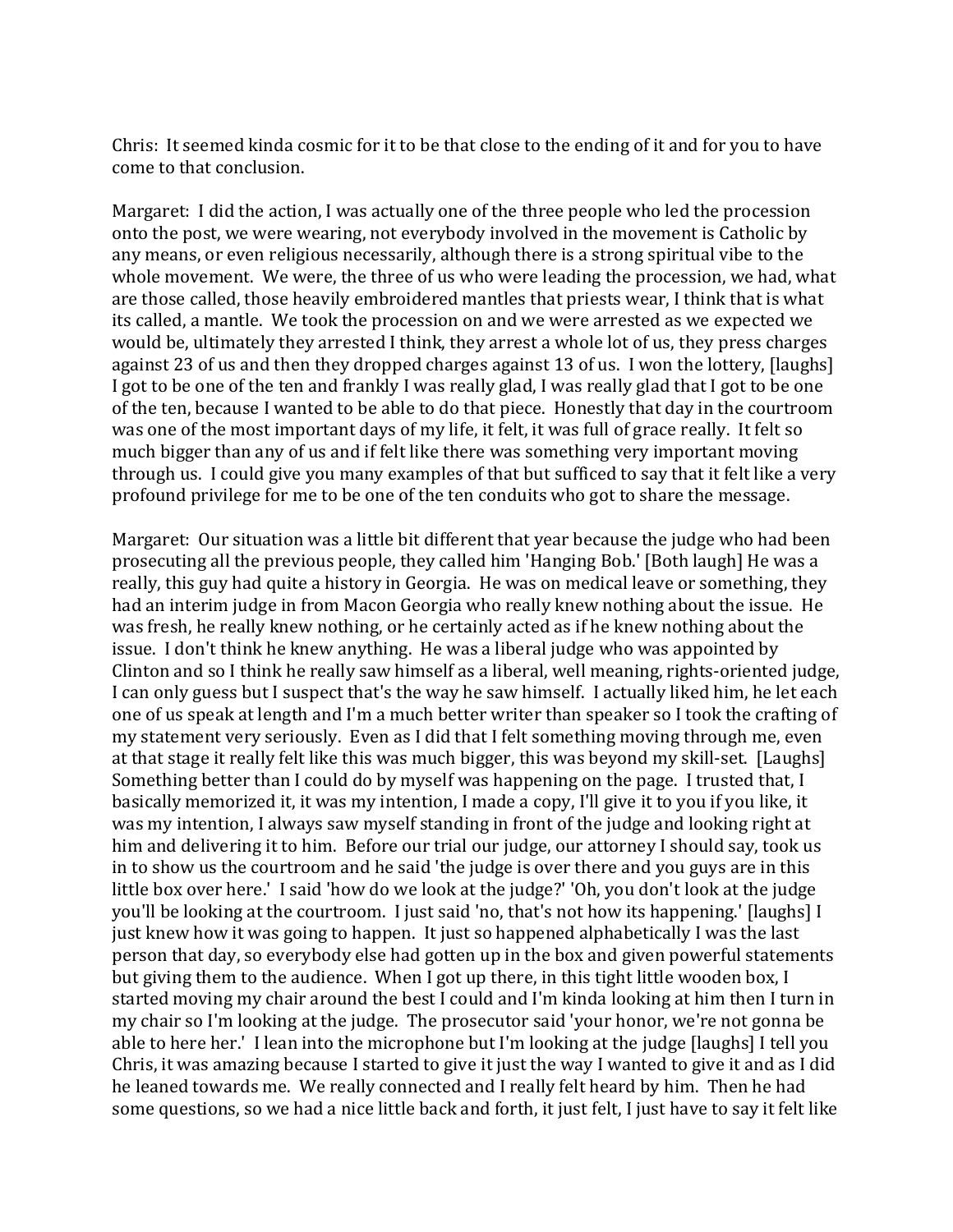Chris: It seemed kinda cosmic for it to be that close to the ending of it and for you to have come to that conclusion.

Margaret: I did the action, I was actually one of the three people who led the procession onto the post, we were wearing, not everybody involved in the movement is Catholic by any means, or even religious necessarily, although there is a strong spiritual vibe to the whole movement. We were, the three of us who were leading the procession, we had, what are those called, those heavily embroidered mantles that priests wear, I think that is what its called, a mantle. We took the procession on and we were arrested as we expected we would be, ultimately they arrested I think, they arrest a whole lot of us, they press charges against 23 of us and then they dropped charges against 13 of us. I won the lottery, [laughs] I got to be one of the ten and frankly I was really glad, I was really glad that I got to be one of the ten, because I wanted to be able to do that piece. Honestly that day in the courtroom was one of the most important days of my life, it felt, it was full of grace really. It felt so much bigger than any of us and if felt like there was something very important moving through us. I could give you many examples of that but sufficed to say that it felt like a very profound privilege for me to be one of the ten conduits who got to share the message.

Margaret: Our situation was a little bit different that year because the judge who had been prosecuting all the previous people, they called him 'Hanging Bob.' [Both laugh] He was a really, this guy had quite a history in Georgia. He was on medical leave or something, they had an interim judge in from Macon Georgia who really knew nothing about the issue. He was fresh, he really knew nothing, or he certainly acted as if he knew nothing about the issue. I don't think he knew anything. He was a liberal judge who was appointed by Clinton and so I think he really saw himself as a liberal, well meaning, rights-oriented judge, I can only guess but I suspect that's the way he saw himself. I actually liked him, he let each one of us speak at length and I'm a much better writer than speaker so I took the crafting of my statement very seriously. Even as I did that I felt something moving through me, even at that stage it really felt like this was much bigger, this was beyond my skill-set. [Laughs] Something better than I could do by myself was happening on the page. I trusted that, I basically memorized it, it was my intention, I made a copy, I'll give it to you if you like, it was my intention, I always saw myself standing in front of the judge and looking right at him and delivering it to him. Before our trial our judge, our attorney I should say, took us in to show us the courtroom and he said 'the judge is over there and you guys are in this little box over here.' I said 'how do we look at the judge?' 'Oh, you don't look at the judge you'll be looking at the courtroom. I just said 'no, that's not how its happening.' [laughs] I just knew how it was going to happen. It just so happened alphabetically I was the last person that day, so everybody else had gotten up in the box and given powerful statements but giving them to the audience. When I got up there, in this tight little wooden box, I started moving my chair around the best I could and I'm kinda looking at him then I turn in my chair so I'm looking at the judge. The prosecutor said 'your honor, we're not gonna be able to here her.' I lean into the microphone but I'm looking at the judge [laughs] I tell you Chris, it was amazing because I started to give it just the way I wanted to give it and as I did he leaned towards me. We really connected and I really felt heard by him. Then he had some questions, so we had a nice little back and forth, it just felt, I just have to say it felt like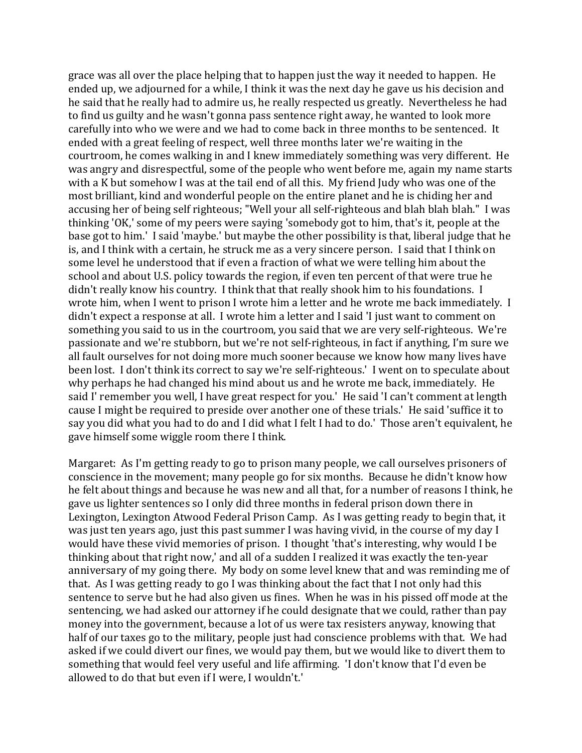grace was all over the place helping that to happen just the way it needed to happen. He ended up, we adjourned for a while, I think it was the next day he gave us his decision and he said that he really had to admire us, he really respected us greatly. Nevertheless he had to find us guilty and he wasn't gonna pass sentence right away, he wanted to look more carefully into who we were and we had to come back in three months to be sentenced. It ended with a great feeling of respect, well three months later we're waiting in the courtroom, he comes walking in and I knew immediately something was very different. He was angry and disrespectful, some of the people who went before me, again my name starts with a K but somehow I was at the tail end of all this. My friend Judy who was one of the most brilliant, kind and wonderful people on the entire planet and he is chiding her and accusing her of being self righteous; "Well your all self-righteous and blah blah blah." I was thinking 'OK,' some of my peers were saying 'somebody got to him, that's it, people at the base got to him.' I said 'maybe.' but maybe the other possibility is that, liberal judge that he is, and I think with a certain, he struck me as a very sincere person. I said that I think on some level he understood that if even a fraction of what we were telling him about the school and about U.S. policy towards the region, if even ten percent of that were true he didn't really know his country. I think that that really shook him to his foundations. I wrote him, when I went to prison I wrote him a letter and he wrote me back immediately. I didn't expect a response at all. I wrote him a letter and I said 'I just want to comment on something you said to us in the courtroom, you said that we are very self-righteous. We're passionate and we're stubborn, but we're not self-righteous, in fact if anything, I'm sure we all fault ourselves for not doing more much sooner because we know how many lives have been lost. I don't think its correct to say we're self-righteous.' I went on to speculate about why perhaps he had changed his mind about us and he wrote me back, immediately. He said I' remember you well, I have great respect for you.' He said 'I can't comment at length cause I might be required to preside over another one of these trials.' He said 'suffice it to say you did what you had to do and I did what I felt I had to do.' Those aren't equivalent, he gave himself some wiggle room there I think.

Margaret: As I'm getting ready to go to prison many people, we call ourselves prisoners of conscience in the movement; many people go for six months. Because he didn't know how he felt about things and because he was new and all that, for a number of reasons I think, he gave us lighter sentences so I only did three months in federal prison down there in Lexington, Lexington Atwood Federal Prison Camp. As I was getting ready to begin that, it was just ten years ago, just this past summer I was having vivid, in the course of my day I would have these vivid memories of prison. I thought 'that's interesting, why would I be thinking about that right now,' and all of a sudden I realized it was exactly the ten-year anniversary of my going there. My body on some level knew that and was reminding me of that. As I was getting ready to go I was thinking about the fact that I not only had this sentence to serve but he had also given us fines. When he was in his pissed off mode at the sentencing, we had asked our attorney if he could designate that we could, rather than pay money into the government, because a lot of us were tax resisters anyway, knowing that half of our taxes go to the military, people just had conscience problems with that. We had asked if we could divert our fines, we would pay them, but we would like to divert them to something that would feel very useful and life affirming. 'I don't know that I'd even be allowed to do that but even if I were, I wouldn't.'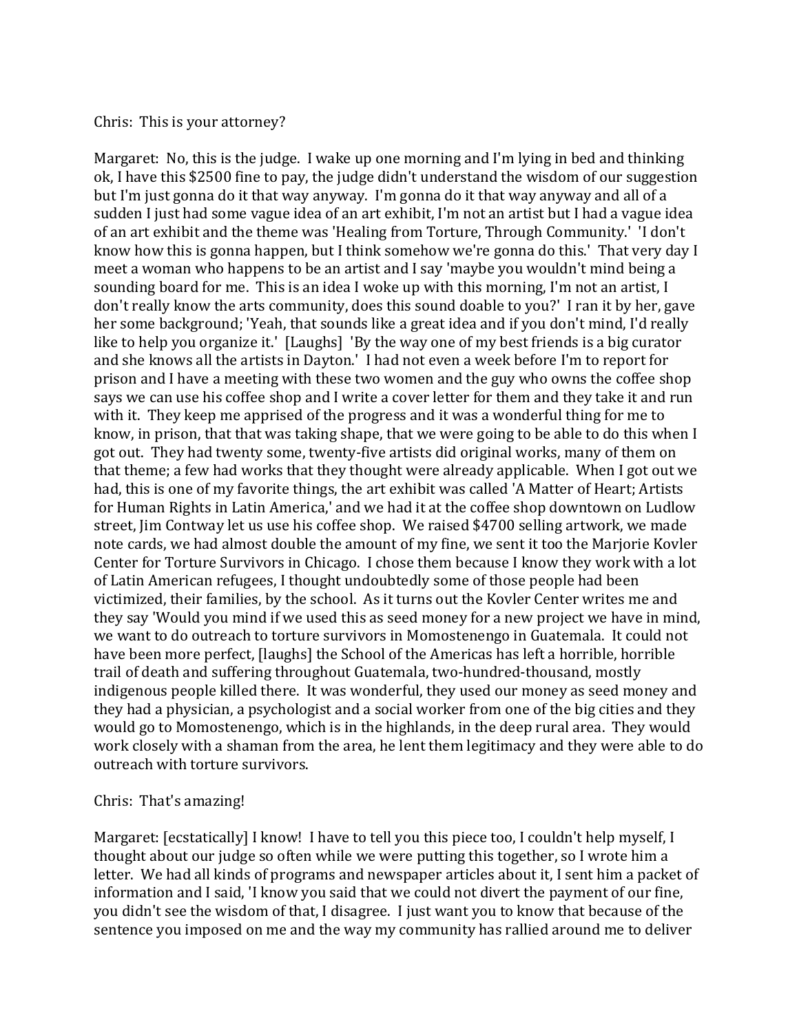Chris: This is your attorney?

Margaret: No, this is the judge. I wake up one morning and I'm lying in bed and thinking ok, I have this $2500 fine to pay, the judge didn't understand the wisdom of our suggestion but I'm just gonna do it that way anyway. I'm gonna do it that way anyway and all of a sudden I just had some vague idea of an art exhibit, I'm not an artist but I had a vague idea of an art exhibit and the theme was 'Healing from Torture, Through Community.' 'I don't know how this is gonna happen, but I think somehow we're gonna do this.' That very day I meet a woman who happens to be an artist and I say 'maybe you wouldn't mind being a sounding board for me. This is an idea I woke up with this morning, I'm not an artist, I don't really know the arts community, does this sound doable to you?' I ran it by her, gave her some background; 'Yeah, that sounds like a great idea and if you don't mind, I'd really like to help you organize it.' [Laughs] 'By the way one of my best friends is a big curator and she knows all the artists in Dayton.' I had not even a week before I'm to report for prison and I have a meeting with these two women and the guy who owns the coffee shop says we can use his coffee shop and I write a cover letter for them and they take it and run with it. They keep me apprised of the progress and it was a wonderful thing for me to know, in prison, that that was taking shape, that we were going to be able to do this when I got out. They had twenty some, twenty-five artists did original works, many of them on that theme; a few had works that they thought were already applicable. When I got out we had, this is one of my favorite things, the art exhibit was called 'A Matter of Heart; Artists for Human Rights in Latin America,' and we had it at the coffee shop downtown on Ludlow street, Jim Contway let us use his coffee shop. We raised $4700 selling artwork, we made note cards, we had almost double the amount of my fine, we sent it too the Marjorie Kovler Center for Torture Survivors in Chicago. I chose them because I know they work with a lot of Latin American refugees, I thought undoubtedly some of those people had been victimized, their families, by the school. As it turns out the Kovler Center writes me and they say 'Would you mind if we used this as seed money for a new project we have in mind, we want to do outreach to torture survivors in Momostenengo in Guatemala. It could not have been more perfect, [laughs] the School of the Americas has left a horrible, horrible trail of death and suffering throughout Guatemala, two-hundred-thousand, mostly indigenous people killed there. It was wonderful, they used our money as seed money and they had a physician, a psychologist and a social worker from one of the big cities and they would go to Momostenengo, which is in the highlands, in the deep rural area. They would work closely with a shaman from the area, he lent them legitimacy and they were able to do outreach with torture survivors.

Chris: That's amazing!

Margaret: [ecstatically] I know! I have to tell you this piece too, I couldn't help myself, I thought about our judge so often while we were putting this together, so I wrote him a letter. We had all kinds of programs and newspaper articles about it, I sent him a packet of information and I said, 'I know you said that we could not divert the payment of our fine, you didn't see the wisdom of that, I disagree. I just want you to know that because of the sentence you imposed on me and the way my community has rallied around me to deliver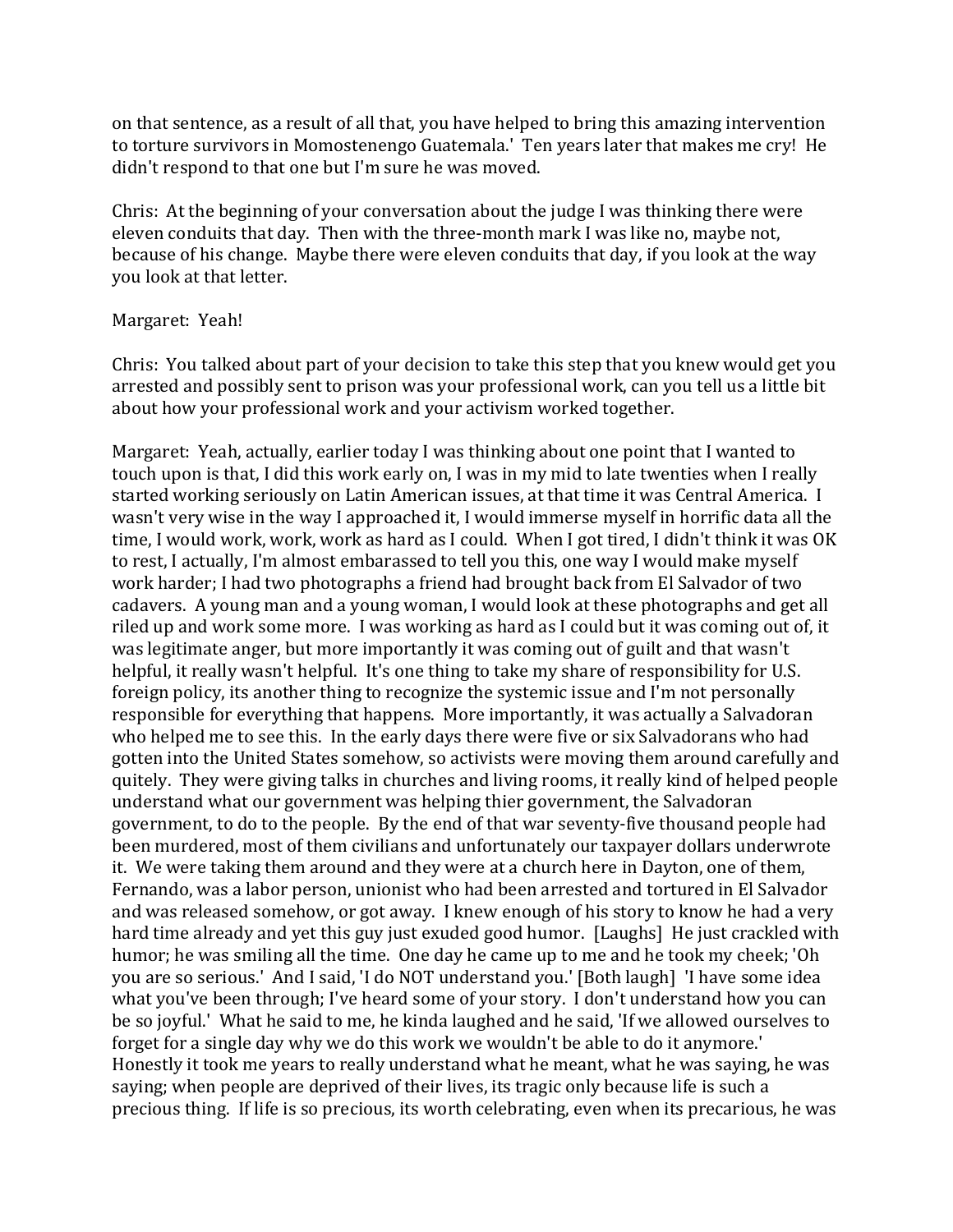on that sentence, as a result of all that, you have helped to bring this amazing intervention to torture survivors in Momostenengo Guatemala.' Ten years later that makes me cry! He didn't respond to that one but I'm sure he was moved.

Chris: At the beginning of your conversation about the judge I was thinking there were eleven conduits that day. Then with the three-month mark I was like no, maybe not, because of his change. Maybe there were eleven conduits that day, if you look at the way you look at that letter.

Margaret: Yeah!

Chris: You talked about part of your decision to take this step that you knew would get you arrested and possibly sent to prison was your professional work, can you tell us a little bit about how your professional work and your activism worked together.

Margaret: Yeah, actually, earlier today I was thinking about one point that I wanted to touch upon is that, I did this work early on, I was in my mid to late twenties when I really started working seriously on Latin American issues, at that time it was Central America. I wasn't very wise in the way I approached it, I would immerse myself in horrific data all the time, I would work, work, work as hard as I could. When I got tired, I didn't think it was OK to rest, I actually, I'm almost embarassed to tell you this, one way I would make myself work harder; I had two photographs a friend had brought back from El Salvador of two cadavers. A young man and a young woman, I would look at these photographs and get all riled up and work some more. I was working as hard as I could but it was coming out of, it was legitimate anger, but more importantly it was coming out of guilt and that wasn't helpful, it really wasn't helpful. It's one thing to take my share of responsibility for U.S. foreign policy, its another thing to recognize the systemic issue and I'm not personally responsible for everything that happens. More importantly, it was actually a Salvadoran who helped me to see this. In the early days there were five or six Salvadorans who had gotten into the United States somehow, so activists were moving them around carefully and quitely. They were giving talks in churches and living rooms, it really kind of helped people understand what our government was helping thier government, the Salvadoran government, to do to the people. By the end of that war seventy-five thousand people had been murdered, most of them civilians and unfortunately our taxpayer dollars underwrote it. We were taking them around and they were at a church here in Dayton, one of them, Fernando, was a labor person, unionist who had been arrested and tortured in El Salvador and was released somehow, or got away. I knew enough of his story to know he had a very hard time already and yet this guy just exuded good humor. [Laughs] He just crackled with humor; he was smiling all the time. One day he came up to me and he took my cheek; 'Oh you are so serious.' And I said, 'I do NOT understand you.' [Both laugh] 'I have some idea what you've been through; I've heard some of your story. I don't understand how you can be so joyful.' What he said to me, he kinda laughed and he said, 'If we allowed ourselves to forget for a single day why we do this work we wouldn't be able to do it anymore.' Honestly it took me years to really understand what he meant, what he was saying, he was saying; when people are deprived of their lives, its tragic only because life is such a precious thing. If life is so precious, its worth celebrating, even when its precarious, he was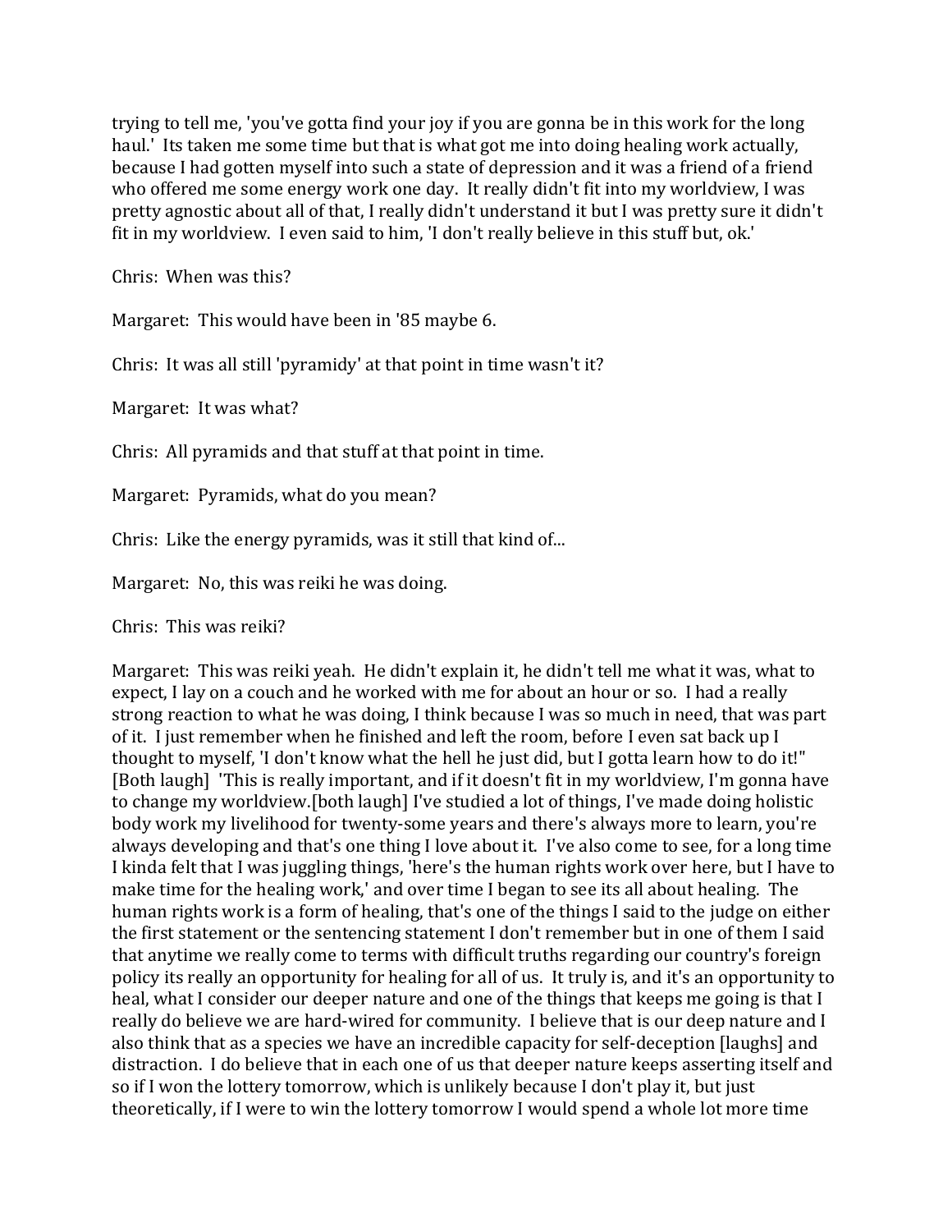trying to tell me, 'you've gotta find your joy if you are gonna be in this work for the long haul.' Its taken me some time but that is what got me into doing healing work actually, because I had gotten myself into such a state of depression and it was a friend of a friend who offered me some energy work one day. It really didn't fit into my worldview, I was pretty agnostic about all of that, I really didn't understand it but I was pretty sure it didn't fit in my worldview. I even said to him, 'I don't really believe in this stuff but, ok.'

Chris: When was this?

Margaret: This would have been in '85 maybe 6.

Chris: It was all still 'pyramidy' at that point in time wasn't it?

Margaret: It was what?

Chris: All pyramids and that stuff at that point in time.

Margaret: Pyramids, what do you mean?

Chris: Like the energy pyramids, was it still that kind of...

Margaret: No, this was reiki he was doing.

Chris: This was reiki?

Margaret: This was reiki yeah. He didn't explain it, he didn't tell me what it was, what to expect, I lay on a couch and he worked with me for about an hour or so. I had a really strong reaction to what he was doing, I think because I was so much in need, that was part of it. I just remember when he finished and left the room, before I even sat back up I thought to myself, 'I don't know what the hell he just did, but I gotta learn how to do it!" [Both laugh] 'This is really important, and if it doesn't fit in my worldview, I'm gonna have to change my worldview.[both laugh] I've studied a lot of things, I've made doing holistic body work my livelihood for twenty-some years and there's always more to learn, you're always developing and that's one thing I love about it. I've also come to see, for a long time I kinda felt that I was juggling things, 'here's the human rights work over here, but I have to make time for the healing work,' and over time I began to see its all about healing. The human rights work is a form of healing, that's one of the things I said to the judge on either the first statement or the sentencing statement I don't remember but in one of them I said that anytime we really come to terms with difficult truths regarding our country's foreign policy its really an opportunity for healing for all of us. It truly is, and it's an opportunity to heal, what I consider our deeper nature and one of the things that keeps me going is that I really do believe we are hard-wired for community. I believe that is our deep nature and I also think that as a species we have an incredible capacity for self-deception [laughs] and distraction. I do believe that in each one of us that deeper nature keeps asserting itself and so if I won the lottery tomorrow, which is unlikely because I don't play it, but just theoretically, if I were to win the lottery tomorrow I would spend a whole lot more time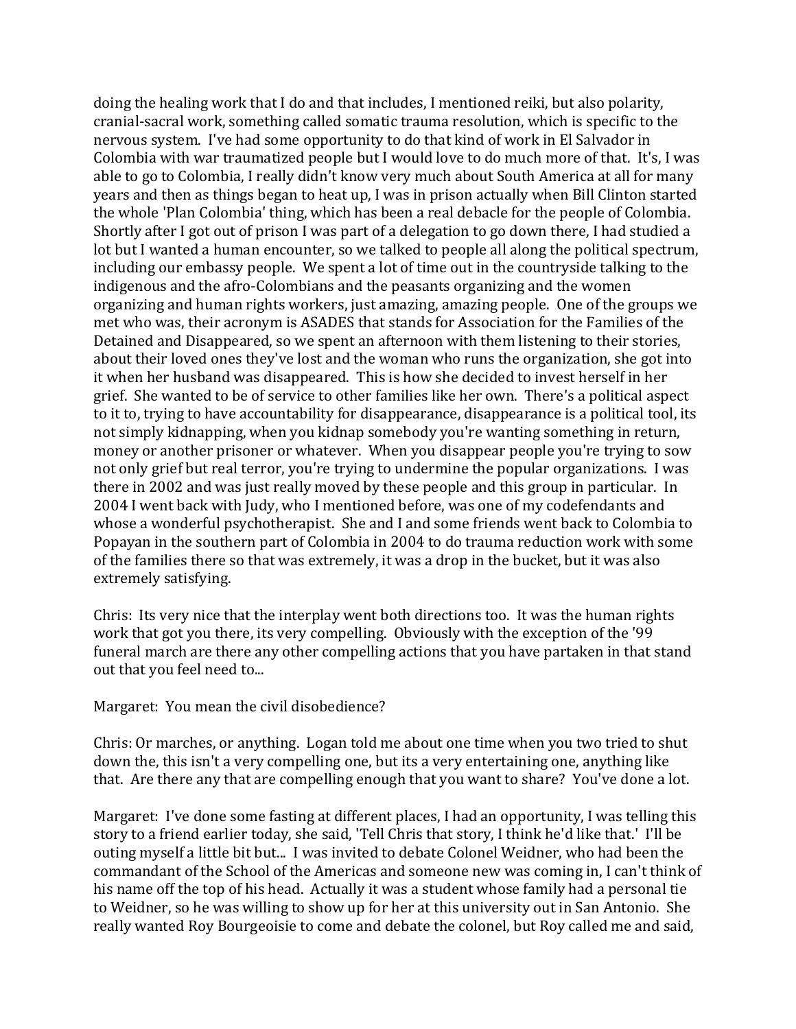doing the healing work that I do and that includes, I mentioned reiki, but also polarity, cranial-sacral work, something called somatic trauma resolution, which is specific to the nervous system. I've had some opportunity to do that kind of work in El Salvador in Colombia with war traumatized people but I would love to do much more of that. It's, I was able to go to Colombia, I really didn't know very much about South America at all for many years and then as things began to heat up, I was in prison actually when Bill Clinton started the whole 'Plan Colombia' thing, which has been a real debacle for the people of Colombia. Shortly after I got out of prison I was part of a delegation to go down there, I had studied a lot but I wanted a human encounter, so we talked to people all along the political spectrum, including our embassy people. We spent a lot of time out in the countryside talking to the indigenous and the afro-Colombians and the peasants organizing and the women organizing and human rights workers, just amazing, amazing people. One of the groups we met who was, their acronym is ASADES that stands for Association for the Families of the Detained and Disappeared, so we spent an afternoon with them listening to their stories, about their loved ones they've lost and the woman who runs the organization, she got into it when her husband was disappeared. This is how she decided to invest herself in her grief. She wanted to be of service to other families like her own. There's a political aspect to it to, trying to have accountability for disappearance, disappearance is a political tool, its not simply kidnapping, when you kidnap somebody you're wanting something in return, money or another prisoner or whatever. When you disappear people you're trying to sow not only grief but real terror, you're trying to undermine the popular organizations. I was there in 2002 and was just really moved by these people and this group in particular. In 2004 I went back with Judy, who I mentioned before, was one of my codefendants and whose a wonderful psychotherapist. She and I and some friends went back to Colombia to Popayan in the southern part of Colombia in 2004 to do trauma reduction work with some of the families there so that was extremely, it was a drop in the bucket, but it was also extremely satisfying.

Chris: Its very nice that the interplay went both directions too. It was the human rights work that got you there, its very compelling. Obviously with the exception of the '99 funeral march are there any other compelling actions that you have partaken in that stand out that you feel need to...

Margaret: You mean the civil disobedience?

Chris: Or marches, or anything. Logan told me about one time when you two tried to shut down the, this isn't a very compelling one, but its a very entertaining one, anything like that. Are there any that are compelling enough that you want to share? You've done a lot.

Margaret: I've done some fasting at different places, I had an opportunity, I was telling this story to a friend earlier today, she said, 'Tell Chris that story, I think he'd like that.' I'll be outing myself a little bit but... I was invited to debate Colonel Weidner, who had been the commandant of the School of the Americas and someone new was coming in, I can't think of his name off the top of his head. Actually it was a student whose family had a personal tie to Weidner, so he was willing to show up for her at this university out in San Antonio. She really wanted Roy Bourgeoisie to come and debate the colonel, but Roy called me and said,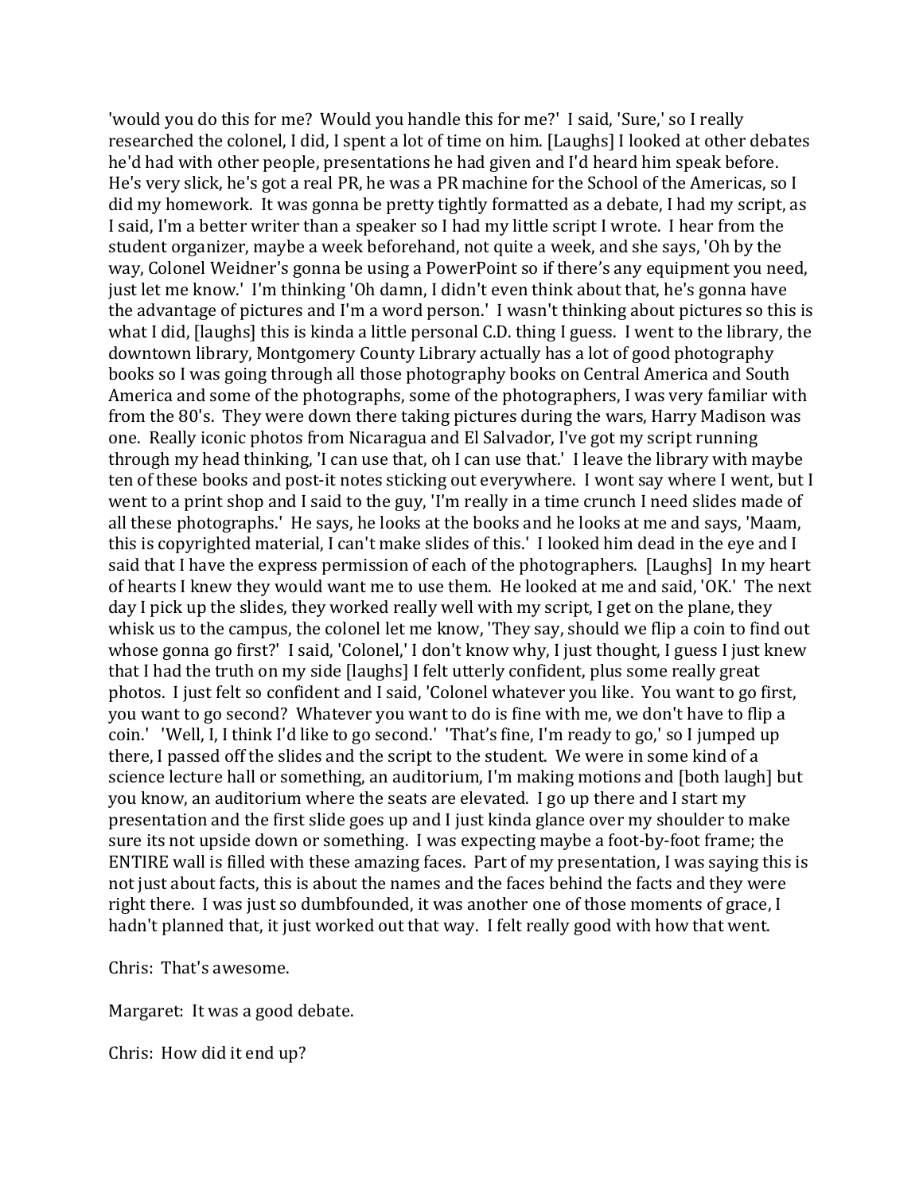'would you do this for me? Would you handle this for me?' I said, 'Sure,' so I really researched the colonel, I did, I spent a lot of time on him. [Laughs] I looked at other debates he'd had with other people, presentations he had given and I'd heard him speak before. He's very slick, he's got a real PR, he was a PR machine for the School of the Americas, so I did my homework. It was gonna be pretty tightly formatted as a debate, I had my script, as I said, I'm a better writer than a speaker so I had my little script I wrote. I hear from the student organizer, maybe a week beforehand, not quite a week, and she says, 'Oh by the way, Colonel Weidner's gonna be using a PowerPoint so if there's any equipment you need, just let me know.' I'm thinking 'Oh damn, I didn't even think about that, he's gonna have the advantage of pictures and I'm a word person.' I wasn't thinking about pictures so this is what I did, [laughs] this is kinda a little personal C.D. thing I guess. I went to the library, the downtown library, Montgomery County Library actually has a lot of good photography books so I was going through all those photography books on Central America and South America and some of the photographs, some of the photographers, I was very familiar with from the 80's. They were down there taking pictures during the wars, Harry Madison was one. Really iconic photos from Nicaragua and El Salvador, I've got my script running through my head thinking, 'I can use that, oh I can use that.' I leave the library with maybe ten of these books and post-it notes sticking out everywhere. I wont say where I went, but I went to a print shop and I said to the guy, 'I'm really in a time crunch I need slides made of all these photographs.' He says, he looks at the books and he looks at me and says, 'Maam, this is copyrighted material, I can't make slides of this.' I looked him dead in the eye and I said that I have the express permission of each of the photographers. [Laughs] In my heart of hearts I knew they would want me to use them. He looked at me and said, 'OK.' The next day I pick up the slides, they worked really well with my script, I get on the plane, they whisk us to the campus, the colonel let me know, 'They say, should we flip a coin to find out whose gonna go first?' I said, 'Colonel,' I don't know why, I just thought, I guess I just knew that I had the truth on my side [laughs] I felt utterly confident, plus some really great photos. I just felt so confident and I said, 'Colonel whatever you like. You want to go first, you want to go second? Whatever you want to do is fine with me, we don't have to flip a coin.' 'Well, I, I think I'd like to go second.' 'That's fine, I'm ready to go,' so I jumped up there, I passed off the slides and the script to the student. We were in some kind of a science lecture hall or something, an auditorium, I'm making motions and [both laugh] but you know, an auditorium where the seats are elevated. I go up there and I start my presentation and the first slide goes up and I just kinda glance over my shoulder to make sure its not upside down or something. I was expecting maybe a foot-by-foot frame; the ENTIRE wall is filled with these amazing faces. Part of my presentation, I was saying this is not just about facts, this is about the names and the faces behind the facts and they were right there. I was just so dumbfounded, it was another one of those moments of grace, I hadn't planned that, it just worked out that way. I felt really good with how that went.

Chris: That's awesome.

Margaret: It was a good debate.

Chris: How did it end up?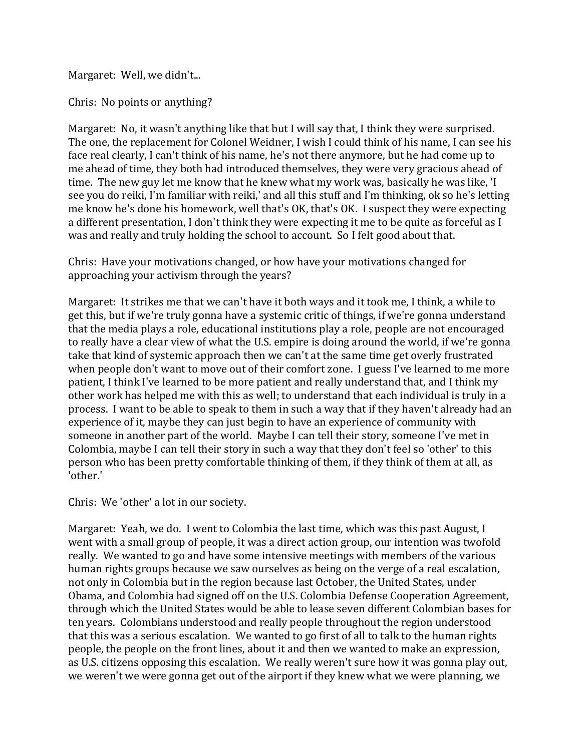Margaret: Well, we didn't...

Chris: No points or anything?

Margaret: No, it wasn't anything like that but I will say that, I think they were surprised. The one, the replacement for Colonel Weidner, I wish I could think of his name, I can see his face real clearly, I can't think of his name, he's not there anymore, but he had come up to me ahead of time, they both had introduced themselves, they were very gracious ahead of time. The new guy let me know that he knew what my work was, basically he was like, 'I see you do reiki, I'm familiar with reiki,' and all this stuff and I'm thinking, ok so he's letting me know he's done his homework, well that's OK, that's OK. I suspect they were expecting a different presentation, I don't think they were expecting it me to be quite as forceful as I was and really and truly holding the school to account. So I felt good about that.

Chris: Have your motivations changed, or how have your motivations changed for approaching your activism through the years?

Margaret: It strikes me that we can't have it both ways and it took me, I think, a while to get this, but if we're truly gonna have a systemic critic of things, if we're gonna understand that the media plays a role, educational institutions play a role, people are not encouraged to really have a clear view of what the U.S. empire is doing around the world, if we're gonna take that kind of systemic approach then we can't at the same time get overly frustrated when people don't want to move out of their comfort zone. I guess I've learned to me more patient, I think I've learned to be more patient and really understand that, and I think my other work has helped me with this as well; to understand that each individual is truly in a process. I want to be able to speak to them in such a way that if they haven't already had an experience of it, maybe they can just begin to have an experience of community with someone in another part of the world. Maybe I can tell their story, someone I've met in Colombia, maybe I can tell their story in such a way that they don't feel so 'other' to this person who has been pretty comfortable thinking of them, if they think of them at all, as 'other.'

Chris: We 'other' a lot in our society.

Margaret: Yeah, we do. I went to Colombia the last time, which was this past August, I went with a small group of people, it was a direct action group, our intention was twofold really. We wanted to go and have some intensive meetings with members of the various human rights groups because we saw ourselves as being on the verge of a real escalation, not only in Colombia but in the region because last October, the United States, under Obama, and Colombia had signed off on the U.S. Colombia Defense Cooperation Agreement, through which the United States would be able to lease seven different Colombian bases for ten years. Colombians understood and really people throughout the region understood that this was a serious escalation. We wanted to go first of all to talk to the human rights people, the people on the front lines, about it and then we wanted to make an expression, as U.S. citizens opposing this escalation. We really weren't sure how it was gonna play out, we weren't we were gonna get out of the airport if they knew what we were planning, we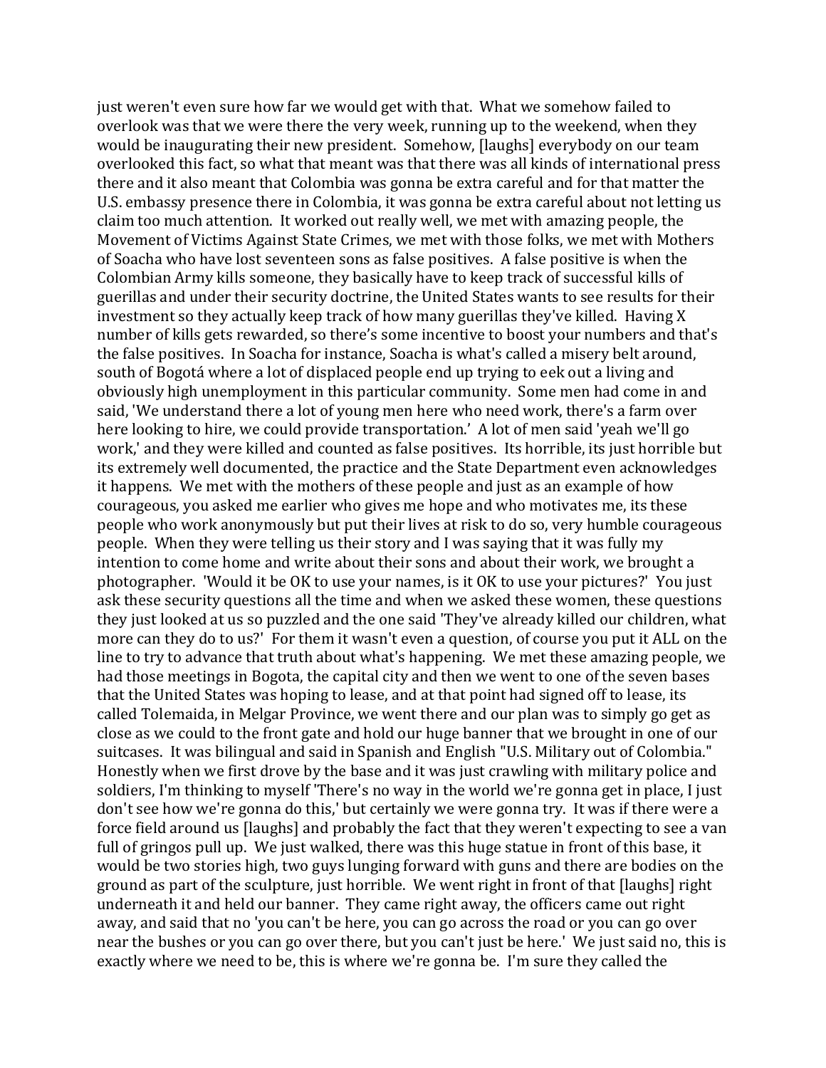just weren't even sure how far we would get with that. What we somehow failed to overlook was that we were there the very week, running up to the weekend, when they would be inaugurating their new president. Somehow, [laughs] everybody on our team overlooked this fact, so what that meant was that there was all kinds of international press there and it also meant that Colombia was gonna be extra careful and for that matter the U.S. embassy presence there in Colombia, it was gonna be extra careful about not letting us claim too much attention. It worked out really well, we met with amazing people, the Movement of Victims Against State Crimes, we met with those folks, we met with Mothers of Soacha who have lost seventeen sons as false positives. A false positive is when the Colombian Army kills someone, they basically have to keep track of successful kills of guerillas and under their security doctrine, the United States wants to see results for their investment so they actually keep track of how many guerillas they've killed. Having X number of kills gets rewarded, so there's some incentive to boost your numbers and that's the false positives. In Soacha for instance, Soacha is what's called a misery belt around, south of Bogotá where a lot of displaced people end up trying to eek out a living and obviously high unemployment in this particular community. Some men had come in and said, 'We understand there a lot of young men here who need work, there's a farm over here looking to hire, we could provide transportation.' A lot of men said 'yeah we'll go work,' and they were killed and counted as false positives. Its horrible, its just horrible but its extremely well documented, the practice and the State Department even acknowledges it happens. We met with the mothers of these people and just as an example of how courageous, you asked me earlier who gives me hope and who motivates me, its these people who work anonymously but put their lives at risk to do so, very humble courageous people. When they were telling us their story and I was saying that it was fully my intention to come home and write about their sons and about their work, we brought a photographer. 'Would it be OK to use your names, is it OK to use your pictures?' You just ask these security questions all the time and when we asked these women, these questions they just looked at us so puzzled and the one said 'They've already killed our children, what more can they do to us?' For them it wasn't even a question, of course you put it ALL on the line to try to advance that truth about what's happening. We met these amazing people, we had those meetings in Bogota, the capital city and then we went to one of the seven bases that the United States was hoping to lease, and at that point had signed off to lease, its called Tolemaida, in Melgar Province, we went there and our plan was to simply go get as close as we could to the front gate and hold our huge banner that we brought in one of our suitcases. It was bilingual and said in Spanish and English "U.S. Military out of Colombia." Honestly when we first drove by the base and it was just crawling with military police and soldiers, I'm thinking to myself 'There's no way in the world we're gonna get in place, I just don't see how we're gonna do this,' but certainly we were gonna try. It was if there were a force field around us [laughs] and probably the fact that they weren't expecting to see a van full of gringos pull up. We just walked, there was this huge statue in front of this base, it would be two stories high, two guys lunging forward with guns and there are bodies on the ground as part of the sculpture, just horrible. We went right in front of that [laughs] right underneath it and held our banner. They came right away, the officers came out right away, and said that no 'you can't be here, you can go across the road or you can go over near the bushes or you can go over there, but you can't just be here.' We just said no, this is exactly where we need to be, this is where we're gonna be. I'm sure they called the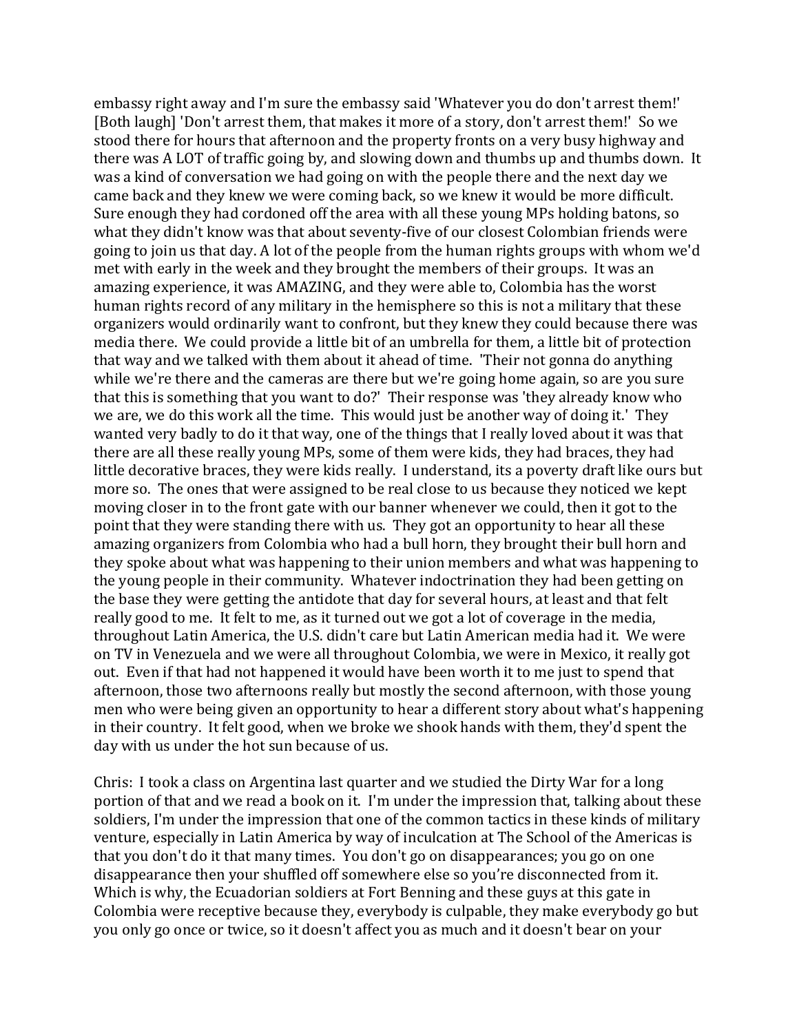embassy right away and I'm sure the embassy said 'Whatever you do don't arrest them!' [Both laugh] 'Don't arrest them, that makes it more of a story, don't arrest them!' So we stood there for hours that afternoon and the property fronts on a very busy highway and there was A LOT of traffic going by, and slowing down and thumbs up and thumbs down. It was a kind of conversation we had going on with the people there and the next day we came back and they knew we were coming back, so we knew it would be more difficult. Sure enough they had cordoned off the area with all these young MPs holding batons, so what they didn't know was that about seventy-five of our closest Colombian friends were going to join us that day. A lot of the people from the human rights groups with whom we'd met with early in the week and they brought the members of their groups. It was an amazing experience, it was AMAZING, and they were able to, Colombia has the worst human rights record of any military in the hemisphere so this is not a military that these organizers would ordinarily want to confront, but they knew they could because there was media there. We could provide a little bit of an umbrella for them, a little bit of protection that way and we talked with them about it ahead of time. 'Their not gonna do anything while we're there and the cameras are there but we're going home again, so are you sure that this is something that you want to do?' Their response was 'they already know who we are, we do this work all the time. This would just be another way of doing it.' They wanted very badly to do it that way, one of the things that I really loved about it was that there are all these really young MPs, some of them were kids, they had braces, they had little decorative braces, they were kids really. I understand, its a poverty draft like ours but more so. The ones that were assigned to be real close to us because they noticed we kept moving closer in to the front gate with our banner whenever we could, then it got to the point that they were standing there with us. They got an opportunity to hear all these amazing organizers from Colombia who had a bull horn, they brought their bull horn and they spoke about what was happening to their union members and what was happening to the young people in their community. Whatever indoctrination they had been getting on the base they were getting the antidote that day for several hours, at least and that felt really good to me. It felt to me, as it turned out we got a lot of coverage in the media, throughout Latin America, the U.S. didn't care but Latin American media had it. We were on TV in Venezuela and we were all throughout Colombia, we were in Mexico, it really got out. Even if that had not happened it would have been worth it to me just to spend that afternoon, those two afternoons really but mostly the second afternoon, with those young men who were being given an opportunity to hear a different story about what's happening in their country. It felt good, when we broke we shook hands with them, they'd spent the day with us under the hot sun because of us.

Chris: I took a class on Argentina last quarter and we studied the Dirty War for a long portion of that and we read a book on it. I'm under the impression that, talking about these soldiers, I'm under the impression that one of the common tactics in these kinds of military venture, especially in Latin America by way of inculcation at The School of the Americas is that you don't do it that many times. You don't go on disappearances; you go on one disappearance then your shuffled off somewhere else so you're disconnected from it. Which is why, the Ecuadorian soldiers at Fort Benning and these guys at this gate in Colombia were receptive because they, everybody is culpable, they make everybody go but you only go once or twice, so it doesn't affect you as much and it doesn't bear on your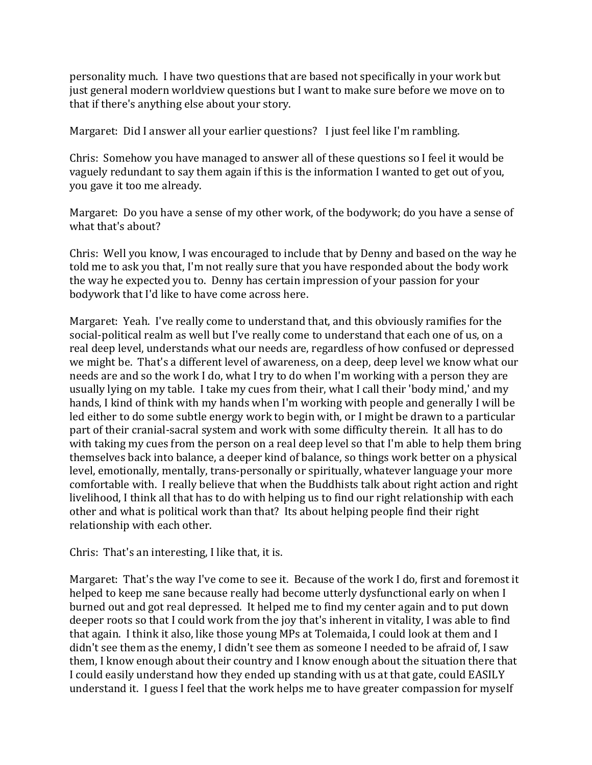personality much. I have two questions that are based not specifically in your work but just general modern worldview questions but I want to make sure before we move on to that if there's anything else about your story.

Margaret: Did I answer all your earlier questions? I just feel like I'm rambling.

Chris: Somehow you have managed to answer all of these questions so I feel it would be vaguely redundant to say them again if this is the information I wanted to get out of you, you gave it too me already.

Margaret: Do you have a sense of my other work, of the bodywork; do you have a sense of what that's about?

Chris: Well you know, I was encouraged to include that by Denny and based on the way he told me to ask you that, I'm not really sure that you have responded about the body work the way he expected you to. Denny has certain impression of your passion for your bodywork that I'd like to have come across here.

Margaret: Yeah. I've really come to understand that, and this obviously ramifies for the social-political realm as well but I've really come to understand that each one of us, on a real deep level, understands what our needs are, regardless of how confused or depressed we might be. That's a different level of awareness, on a deep, deep level we know what our needs are and so the work I do, what I try to do when I'm working with a person they are usually lying on my table. I take my cues from their, what I call their 'body mind,' and my hands, I kind of think with my hands when I'm working with people and generally I will be led either to do some subtle energy work to begin with, or I might be drawn to a particular part of their cranial-sacral system and work with some difficulty therein. It all has to do with taking my cues from the person on a real deep level so that I'm able to help them bring themselves back into balance, a deeper kind of balance, so things work better on a physical level, emotionally, mentally, trans-personally or spiritually, whatever language your more comfortable with. I really believe that when the Buddhists talk about right action and right livelihood, I think all that has to do with helping us to find our right relationship with each other and what is political work than that? Its about helping people find their right relationship with each other.

Chris: That's an interesting, I like that, it is.

Margaret: That's the way I've come to see it. Because of the work I do, first and foremost it helped to keep me sane because really had become utterly dysfunctional early on when I burned out and got real depressed. It helped me to find my center again and to put down deeper roots so that I could work from the joy that's inherent in vitality, I was able to find that again. I think it also, like those young MPs at Tolemaida, I could look at them and I didn't see them as the enemy, I didn't see them as someone I needed to be afraid of, I saw them, I know enough about their country and I know enough about the situation there that I could easily understand how they ended up standing with us at that gate, could EASILY understand it. I guess I feel that the work helps me to have greater compassion for myself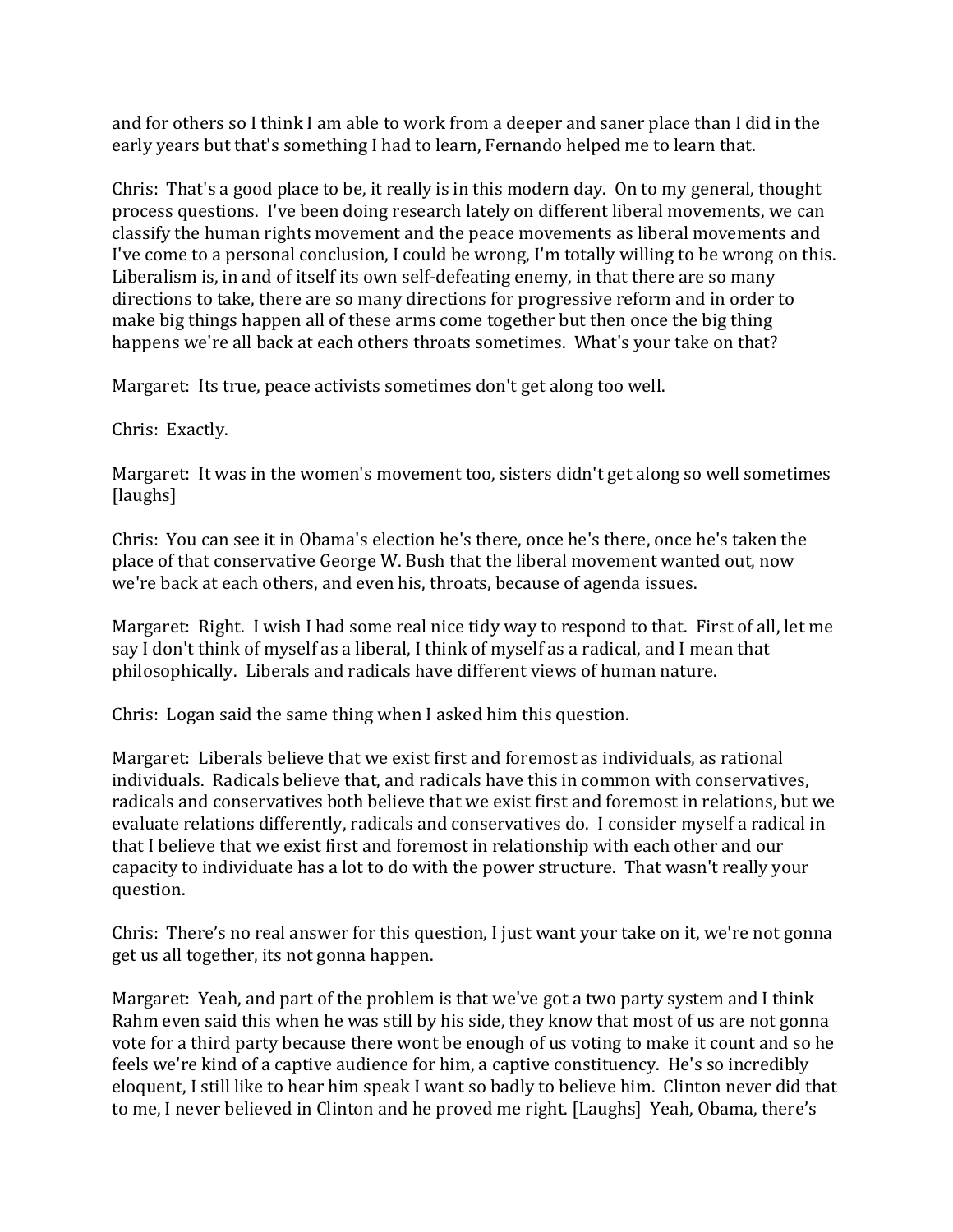and for others so I think I am able to work from a deeper and saner place than I did in the early years but that's something I had to learn, Fernando helped me to learn that.

Chris: That's a good place to be, it really is in this modern day. On to my general, thought process questions. I've been doing research lately on different liberal movements, we can classify the human rights movement and the peace movements as liberal movements and I've come to a personal conclusion, I could be wrong, I'm totally willing to be wrong on this. Liberalism is, in and of itself its own self-defeating enemy, in that there are so many directions to take, there are so many directions for progressive reform and in order to make big things happen all of these arms come together but then once the big thing happens we're all back at each others throats sometimes. What's your take on that?

Margaret: Its true, peace activists sometimes don't get along too well.

Chris: Exactly.

Margaret: It was in the women's movement too, sisters didn't get along so well sometimes [laughs]

Chris: You can see it in Obama's election he's there, once he's there, once he's taken the place of that conservative George W. Bush that the liberal movement wanted out, now we're back at each others, and even his, throats, because of agenda issues.

Margaret: Right. I wish I had some real nice tidy way to respond to that. First of all, let me say I don't think of myself as a liberal, I think of myself as a radical, and I mean that philosophically. Liberals and radicals have different views of human nature.

Chris: Logan said the same thing when I asked him this question.

Margaret: Liberals believe that we exist first and foremost as individuals, as rational individuals. Radicals believe that, and radicals have this in common with conservatives, radicals and conservatives both believe that we exist first and foremost in relations, but we evaluate relations differently, radicals and conservatives do. I consider myself a radical in that I believe that we exist first and foremost in relationship with each other and our capacity to individuate has a lot to do with the power structure. That wasn't really your question.

Chris: There's no real answer for this question, I just want your take on it, we're not gonna get us all together, its not gonna happen.

Margaret: Yeah, and part of the problem is that we've got a two party system and I think Rahm even said this when he was still by his side, they know that most of us are not gonna vote for a third party because there wont be enough of us voting to make it count and so he feels we're kind of a captive audience for him, a captive constituency. He's so incredibly eloquent, I still like to hear him speak I want so badly to believe him. Clinton never did that to me, I never believed in Clinton and he proved me right. [Laughs] Yeah, Obama, there's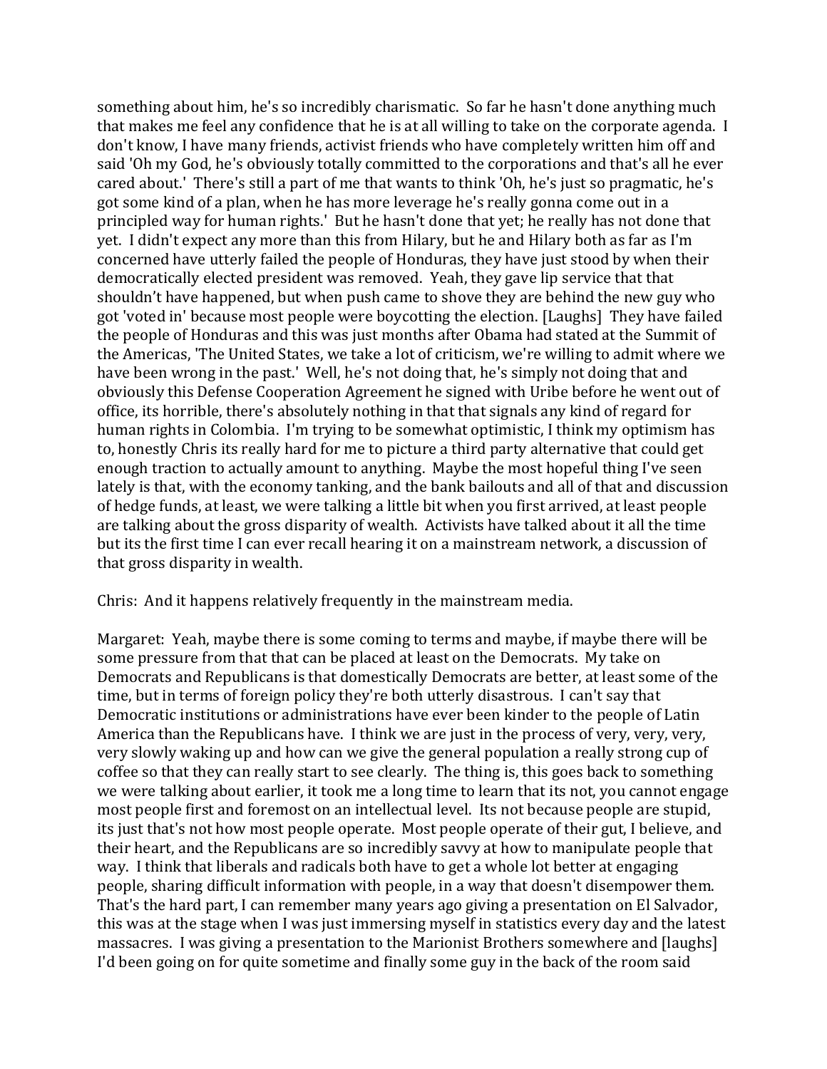something about him, he's so incredibly charismatic. So far he hasn't done anything much that makes me feel any confidence that he is at all willing to take on the corporate agenda. I don't know, I have many friends, activist friends who have completely written him off and said 'Oh my God, he's obviously totally committed to the corporations and that's all he ever cared about.' There's still a part of me that wants to think 'Oh, he's just so pragmatic, he's got some kind of a plan, when he has more leverage he's really gonna come out in a principled way for human rights.' But he hasn't done that yet; he really has not done that yet. I didn't expect any more than this from Hilary, but he and Hilary both as far as I'm concerned have utterly failed the people of Honduras, they have just stood by when their democratically elected president was removed. Yeah, they gave lip service that that shouldn't have happened, but when push came to shove they are behind the new guy who got 'voted in' because most people were boycotting the election. [Laughs] They have failed the people of Honduras and this was just months after Obama had stated at the Summit of the Americas, 'The United States, we take a lot of criticism, we're willing to admit where we have been wrong in the past.' Well, he's not doing that, he's simply not doing that and obviously this Defense Cooperation Agreement he signed with Uribe before he went out of office, its horrible, there's absolutely nothing in that that signals any kind of regard for human rights in Colombia. I'm trying to be somewhat optimistic, I think my optimism has to, honestly Chris its really hard for me to picture a third party alternative that could get enough traction to actually amount to anything. Maybe the most hopeful thing I've seen lately is that, with the economy tanking, and the bank bailouts and all of that and discussion of hedge funds, at least, we were talking a little bit when you first arrived, at least people are talking about the gross disparity of wealth. Activists have talked about it all the time but its the first time I can ever recall hearing it on a mainstream network, a discussion of that gross disparity in wealth.

Chris: And it happens relatively frequently in the mainstream media.

Margaret: Yeah, maybe there is some coming to terms and maybe, if maybe there will be some pressure from that that can be placed at least on the Democrats. My take on Democrats and Republicans is that domestically Democrats are better, at least some of the time, but in terms of foreign policy they're both utterly disastrous. I can't say that Democratic institutions or administrations have ever been kinder to the people of Latin America than the Republicans have. I think we are just in the process of very, very, very, very slowly waking up and how can we give the general population a really strong cup of coffee so that they can really start to see clearly. The thing is, this goes back to something we were talking about earlier, it took me a long time to learn that its not, you cannot engage most people first and foremost on an intellectual level. Its not because people are stupid, its just that's not how most people operate. Most people operate of their gut, I believe, and their heart, and the Republicans are so incredibly savvy at how to manipulate people that way. I think that liberals and radicals both have to get a whole lot better at engaging people, sharing difficult information with people, in a way that doesn't disempower them. That's the hard part, I can remember many years ago giving a presentation on El Salvador, this was at the stage when I was just immersing myself in statistics every day and the latest massacres. I was giving a presentation to the Marionist Brothers somewhere and [laughs] I'd been going on for quite sometime and finally some guy in the back of the room said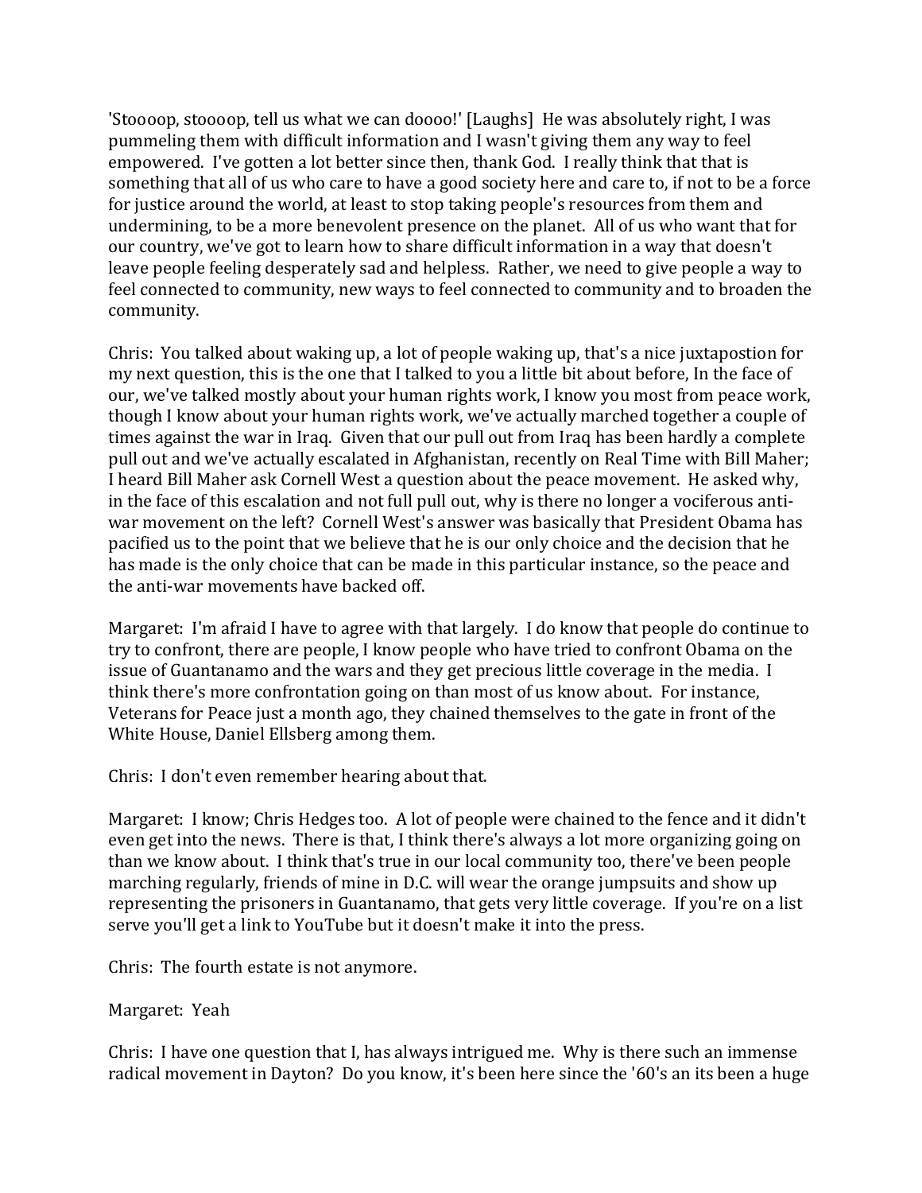'Stoooop, stoooop, tell us what we can doooo!' [Laughs]  He was absolutely right, I was pummeling them with difficult information and I wasn't giving them any way to feel empowered.  I've gotten a lot better since then, thank God.  I really think that that is something that all of us who care to have a good society here and care to, if not to be a force for justice around the world, at least to stop taking people's resources from them and undermining, to be a more benevolent presence on the planet.  All of us who want that for our country, we've got to learn how to share difficult information in a way that doesn't leave people feeling desperately sad and helpless.  Rather, we need to give people a way to feel connected to community, new ways to feel connected to community and to broaden the community.

Chris:  You talked about waking up, a lot of people waking up, that's a nice juxtapostion for my next question, this is the one that I talked to you a little bit about before, In the face of our, we've talked mostly about your human rights work, I know you most from peace work, though I know about your human rights work, we've actually marched together a couple of times against the war in Iraq.  Given that our pull out from Iraq has been hardly a complete pull out and we've actually escalated in Afghanistan, recently on Real Time with Bill Maher; I heard Bill Maher ask Cornell West a question about the peace movement.  He asked why, in the face of this escalation and not full pull out, why is there no longer a vociferous anti-war movement on the left?  Cornell West's answer was basically that President Obama has pacified us to the point that we believe that he is our only choice and the decision that he has made is the only choice that can be made in this particular instance, so the peace and the anti-war movements have backed off.

Margaret:  I'm afraid I have to agree with that largely.  I do know that people do continue to try to confront, there are people, I know people who have tried to confront Obama on the issue of Guantanamo and the wars and they get precious little coverage in the media.  I think there's more confrontation going on than most of us know about.  For instance, Veterans for Peace just a month ago, they chained themselves to the gate in front of the White House, Daniel Ellsberg among them.

Chris:  I don't even remember hearing about that.

Margaret:  I know; Chris Hedges too.  A lot of people were chained to the fence and it didn't even get into the news.  There is that, I think there's always a lot more organizing going on than we know about.  I think that's true in our local community too, there've been people marching regularly, friends of mine in D.C. will wear the orange jumpsuits and show up representing the prisoners in Guantanamo, that gets very little coverage.  If you're on a list serve you'll get a link to YouTube but it doesn't make it into the press.

Chris:  The fourth estate is not anymore.

Margaret:  Yeah

Chris:  I have one question that I, has always intrigued me.  Why is there such an immense radical movement in Dayton?  Do you know, it's been here since the '60's an its been a huge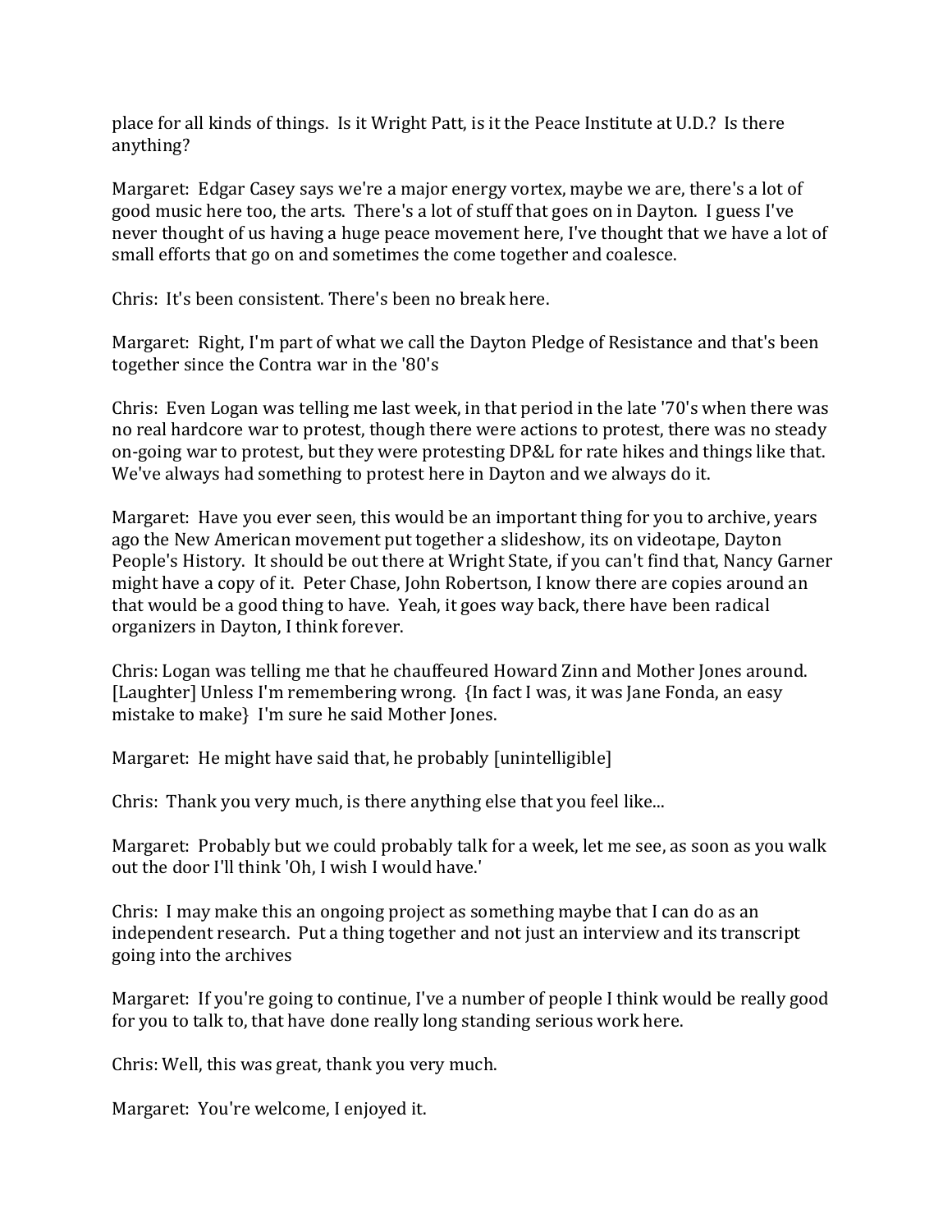place for all kinds of things. Is it Wright Patt, is it the Peace Institute at U.D.? Is there anything?

Margaret: Edgar Casey says we're a major energy vortex, maybe we are, there's a lot of good music here too, the arts. There's a lot of stuff that goes on in Dayton. I guess I've never thought of us having a huge peace movement here, I've thought that we have a lot of small efforts that go on and sometimes the come together and coalesce.

Chris: It's been consistent. There's been no break here.

Margaret: Right, I'm part of what we call the Dayton Pledge of Resistance and that's been together since the Contra war in the '80's

Chris: Even Logan was telling me last week, in that period in the late '70's when there was no real hardcore war to protest, though there were actions to protest, there was no steady on-going war to protest, but they were protesting DP&L for rate hikes and things like that. We've always had something to protest here in Dayton and we always do it.

Margaret: Have you ever seen, this would be an important thing for you to archive, years ago the New American movement put together a slideshow, its on videotape, Dayton People's History. It should be out there at Wright State, if you can't find that, Nancy Garner might have a copy of it. Peter Chase, John Robertson, I know there are copies around an that would be a good thing to have. Yeah, it goes way back, there have been radical organizers in Dayton, I think forever.

Chris: Logan was telling me that he chauffeured Howard Zinn and Mother Jones around. [Laughter] Unless I'm remembering wrong. {In fact I was, it was Jane Fonda, an easy mistake to make} I'm sure he said Mother Jones.

Margaret: He might have said that, he probably [unintelligible]

Chris: Thank you very much, is there anything else that you feel like...

Margaret: Probably but we could probably talk for a week, let me see, as soon as you walk out the door I'll think 'Oh, I wish I would have.'

Chris: I may make this an ongoing project as something maybe that I can do as an independent research. Put a thing together and not just an interview and its transcript going into the archives

Margaret: If you're going to continue, I've a number of people I think would be really good for you to talk to, that have done really long standing serious work here.

Chris: Well, this was great, thank you very much.

Margaret: You're welcome, I enjoyed it.